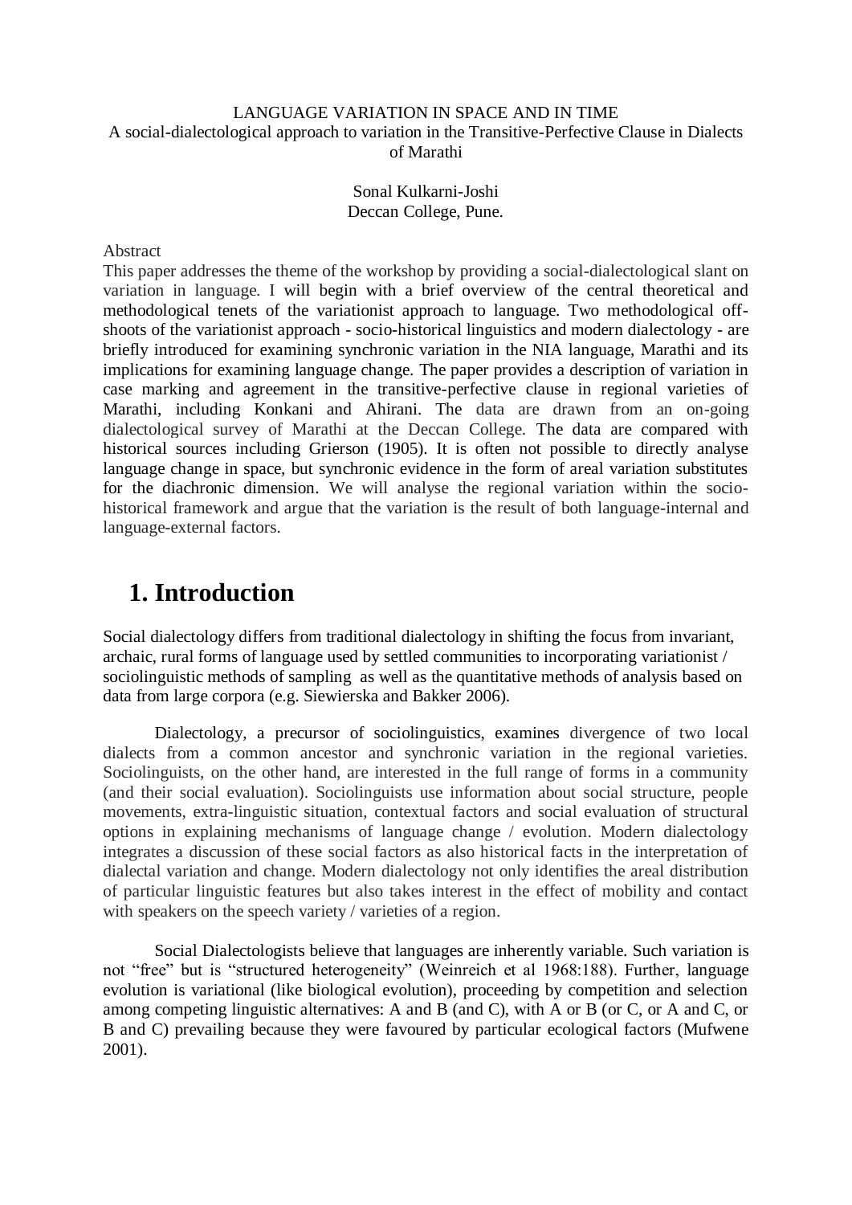LANGUAGE VARIATION IN SPACE AND IN TIME
A social-dialectological approach to variation in the Transitive-Perfective Clause in Dialects of Marathi

Sonal Kulkarni-Joshi
Deccan College, Pune.

Abstract

This paper addresses the theme of the workshop by providing a social-dialectological slant on variation in language. I will begin with a brief overview of the central theoretical and methodological tenets of the variationist approach to language. Two methodological off-shoots of the variationist approach - socio-historical linguistics and modern dialectology - are briefly introduced for examining synchronic variation in the NIA language, Marathi and its implications for examining language change. The paper provides a description of variation in case marking and agreement in the transitive-perfective clause in regional varieties of Marathi, including Konkani and Ahirani. The data are drawn from an on-going dialectological survey of Marathi at the Deccan College. The data are compared with historical sources including Grierson (1905). It is often not possible to directly analyse language change in space, but synchronic evidence in the form of areal variation substitutes for the diachronic dimension. We will analyse the regional variation within the socio-historical framework and argue that the variation is the result of both language-internal and language-external factors.

# 1. Introduction

Social dialectology differs from traditional dialectology in shifting the focus from invariant, archaic, rural forms of language used by settled communities to incorporating variationist / sociolinguistic methods of sampling as well as the quantitative methods of analysis based on data from large corpora (e.g. Siewierska and Bakker 2006).

Dialectology, a precursor of sociolinguistics, examines divergence of two local dialects from a common ancestor and synchronic variation in the regional varieties. Sociolinguists, on the other hand, are interested in the full range of forms in a community (and their social evaluation). Sociolinguists use information about social structure, people movements, extra-linguistic situation, contextual factors and social evaluation of structural options in explaining mechanisms of language change / evolution. Modern dialectology integrates a discussion of these social factors as also historical facts in the interpretation of dialectal variation and change. Modern dialectology not only identifies the areal distribution of particular linguistic features but also takes interest in the effect of mobility and contact with speakers on the speech variety / varieties of a region.

Social Dialectologists believe that languages are inherently variable. Such variation is not "free" but is "structured heterogeneity" (Weinreich et al 1968:188). Further, language evolution is variational (like biological evolution), proceeding by competition and selection among competing linguistic alternatives: A and B (and C), with A or B (or C, or A and C, or B and C) prevailing because they were favoured by particular ecological factors (Mufwene 2001).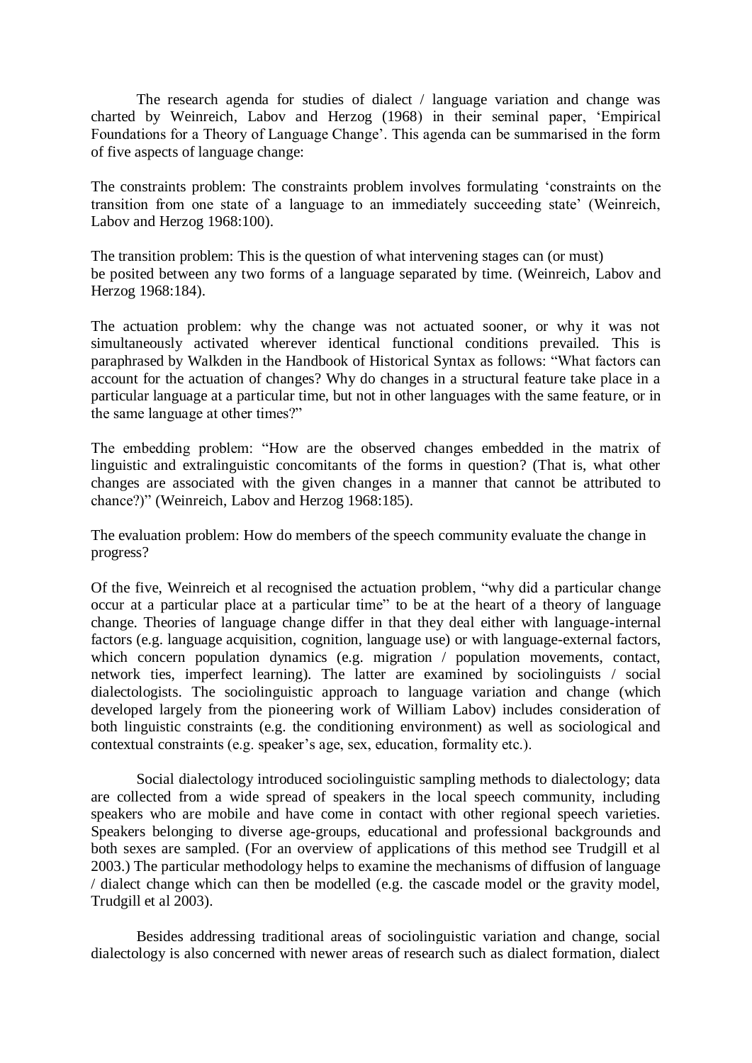The research agenda for studies of dialect / language variation and change was charted by Weinreich, Labov and Herzog (1968) in their seminal paper, 'Empirical Foundations for a Theory of Language Change'. This agenda can be summarised in the form of five aspects of language change:

The constraints problem: The constraints problem involves formulating 'constraints on the transition from one state of a language to an immediately succeeding state' (Weinreich, Labov and Herzog 1968:100).

The transition problem: This is the question of what intervening stages can (or must) be posited between any two forms of a language separated by time. (Weinreich, Labov and Herzog 1968:184).

The actuation problem: why the change was not actuated sooner, or why it was not simultaneously activated wherever identical functional conditions prevailed. This is paraphrased by Walkden in the Handbook of Historical Syntax as follows: "What factors can account for the actuation of changes? Why do changes in a structural feature take place in a particular language at a particular time, but not in other languages with the same feature, or in the same language at other times?"

The embedding problem: "How are the observed changes embedded in the matrix of linguistic and extralinguistic concomitants of the forms in question? (That is, what other changes are associated with the given changes in a manner that cannot be attributed to chance?)" (Weinreich, Labov and Herzog 1968:185).

The evaluation problem: How do members of the speech community evaluate the change in progress?

Of the five, Weinreich et al recognised the actuation problem, "why did a particular change occur at a particular place at a particular time" to be at the heart of a theory of language change. Theories of language change differ in that they deal either with language-internal factors (e.g. language acquisition, cognition, language use) or with language-external factors, which concern population dynamics (e.g. migration / population movements, contact, network ties, imperfect learning). The latter are examined by sociolinguists / social dialectologists. The sociolinguistic approach to language variation and change (which developed largely from the pioneering work of William Labov) includes consideration of both linguistic constraints (e.g. the conditioning environment) as well as sociological and contextual constraints (e.g. speaker's age, sex, education, formality etc.).

Social dialectology introduced sociolinguistic sampling methods to dialectology; data are collected from a wide spread of speakers in the local speech community, including speakers who are mobile and have come in contact with other regional speech varieties. Speakers belonging to diverse age-groups, educational and professional backgrounds and both sexes are sampled. (For an overview of applications of this method see Trudgill et al 2003.) The particular methodology helps to examine the mechanisms of diffusion of language / dialect change which can then be modelled (e.g. the cascade model or the gravity model, Trudgill et al 2003).

Besides addressing traditional areas of sociolinguistic variation and change, social dialectology is also concerned with newer areas of research such as dialect formation, dialect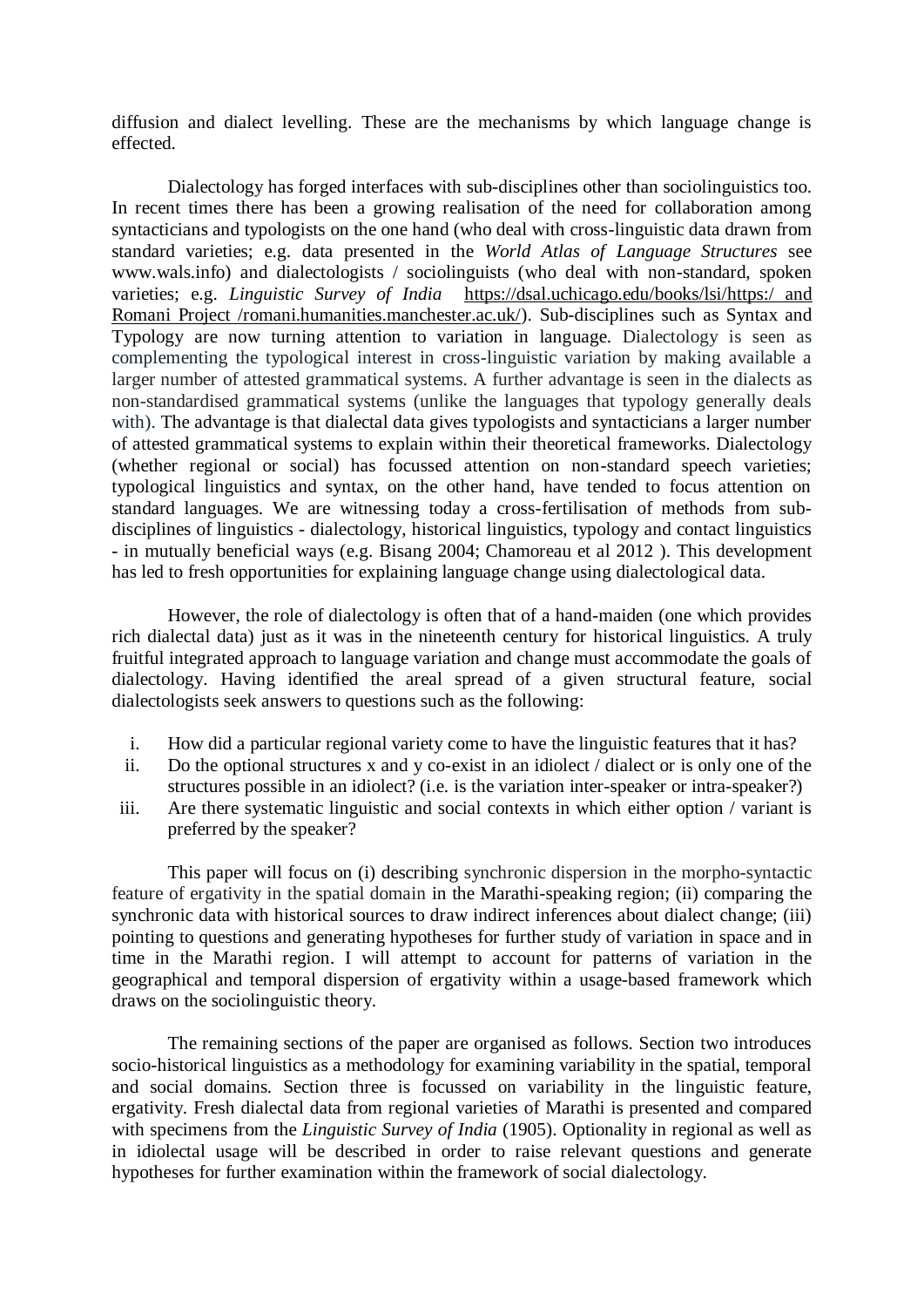diffusion and dialect levelling. These are the mechanisms by which language change is effected.

Dialectology has forged interfaces with sub-disciplines other than sociolinguistics too. In recent times there has been a growing realisation of the need for collaboration among syntacticians and typologists on the one hand (who deal with cross-linguistic data drawn from standard varieties; e.g. data presented in the *World Atlas of Language Structures* see www.wals.info) and dialectologists / sociolinguists (who deal with non-standard, spoken varieties; e.g. *Linguistic Survey of India* https://dsal.uchicago.edu/books/lsi/https:/ and Romani Project /romani.humanities.manchester.ac.uk/). Sub-disciplines such as Syntax and Typology are now turning attention to variation in language. Dialectology is seen as complementing the typological interest in cross-linguistic variation by making available a larger number of attested grammatical systems. A further advantage is seen in the dialects as non-standardised grammatical systems (unlike the languages that typology generally deals with). The advantage is that dialectal data gives typologists and syntacticians a larger number of attested grammatical systems to explain within their theoretical frameworks. Dialectology (whether regional or social) has focussed attention on non-standard speech varieties; typological linguistics and syntax, on the other hand, have tended to focus attention on standard languages. We are witnessing today a cross-fertilisation of methods from sub-disciplines of linguistics - dialectology, historical linguistics, typology and contact linguistics - in mutually beneficial ways (e.g. Bisang 2004; Chamoreau et al 2012 ). This development has led to fresh opportunities for explaining language change using dialectological data.

However, the role of dialectology is often that of a hand-maiden (one which provides rich dialectal data) just as it was in the nineteenth century for historical linguistics. A truly fruitful integrated approach to language variation and change must accommodate the goals of dialectology. Having identified the areal spread of a given structural feature, social dialectologists seek answers to questions such as the following:

i. How did a particular regional variety come to have the linguistic features that it has?
ii. Do the optional structures x and y co-exist in an idiolect / dialect or is only one of the structures possible in an idiolect? (i.e. is the variation inter-speaker or intra-speaker?)
iii. Are there systematic linguistic and social contexts in which either option / variant is preferred by the speaker?

This paper will focus on (i) describing synchronic dispersion in the morpho-syntactic feature of ergativity in the spatial domain in the Marathi-speaking region; (ii) comparing the synchronic data with historical sources to draw indirect inferences about dialect change; (iii) pointing to questions and generating hypotheses for further study of variation in space and in time in the Marathi region. I will attempt to account for patterns of variation in the geographical and temporal dispersion of ergativity within a usage-based framework which draws on the sociolinguistic theory.

The remaining sections of the paper are organised as follows. Section two introduces socio-historical linguistics as a methodology for examining variability in the spatial, temporal and social domains. Section three is focussed on variability in the linguistic feature, ergativity. Fresh dialectal data from regional varieties of Marathi is presented and compared with specimens from the *Linguistic Survey of India* (1905). Optionality in regional as well as in idiolectal usage will be described in order to raise relevant questions and generate hypotheses for further examination within the framework of social dialectology.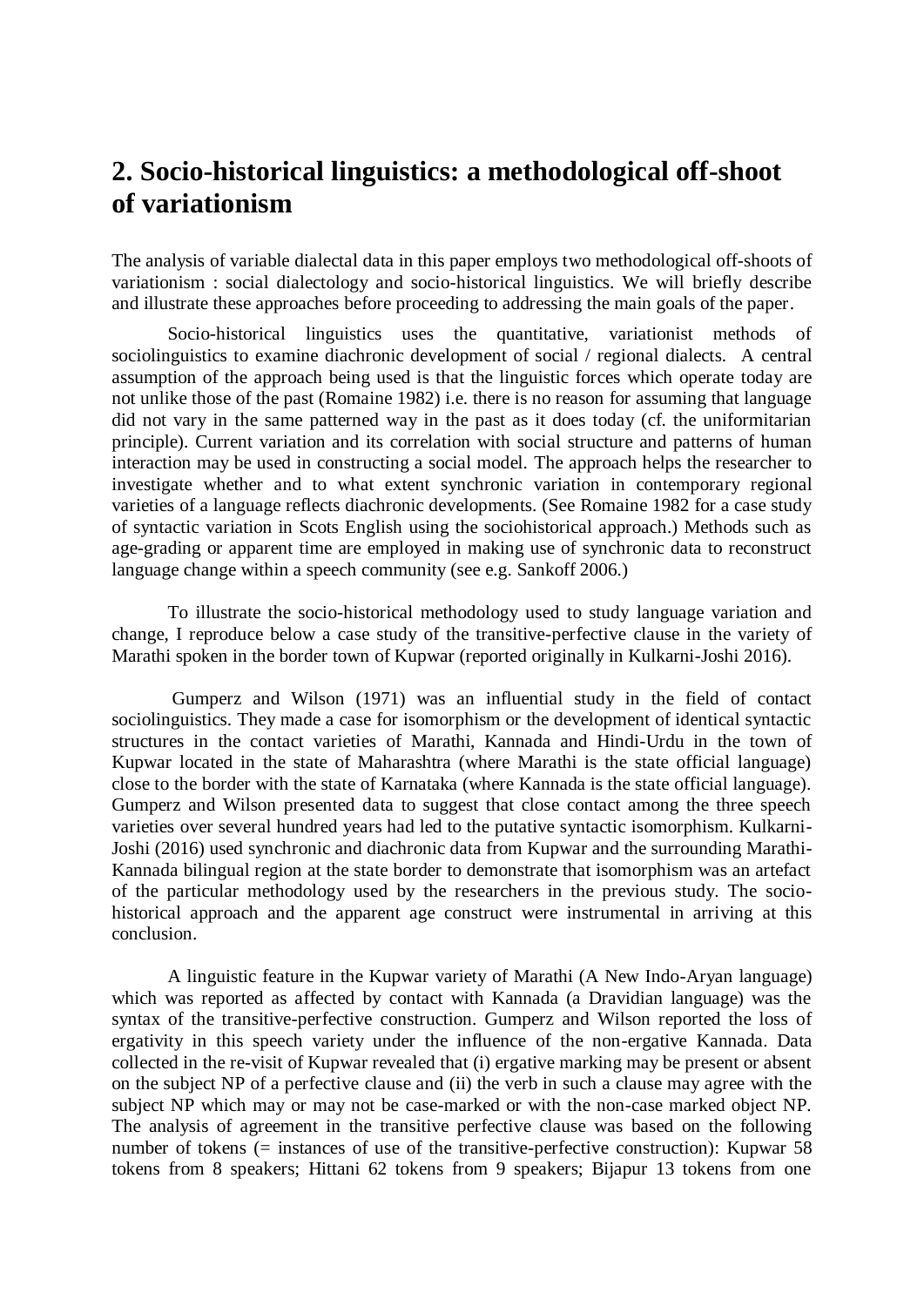## 2. Socio-historical linguistics: a methodological off-shoot of variationism

The analysis of variable dialectal data in this paper employs two methodological off-shoots of variationism : social dialectology and socio-historical linguistics. We will briefly describe and illustrate these approaches before proceeding to addressing the main goals of the paper.

Socio-historical linguistics uses the quantitative, variationist methods of sociolinguistics to examine diachronic development of social / regional dialects. A central assumption of the approach being used is that the linguistic forces which operate today are not unlike those of the past (Romaine 1982) i.e. there is no reason for assuming that language did not vary in the same patterned way in the past as it does today (cf. the uniformitarian principle). Current variation and its correlation with social structure and patterns of human interaction may be used in constructing a social model. The approach helps the researcher to investigate whether and to what extent synchronic variation in contemporary regional varieties of a language reflects diachronic developments. (See Romaine 1982 for a case study of syntactic variation in Scots English using the sociohistorical approach.) Methods such as age-grading or apparent time are employed in making use of synchronic data to reconstruct language change within a speech community (see e.g. Sankoff 2006.)

To illustrate the socio-historical methodology used to study language variation and change, I reproduce below a case study of the transitive-perfective clause in the variety of Marathi spoken in the border town of Kupwar (reported originally in Kulkarni-Joshi 2016).

Gumperz and Wilson (1971) was an influential study in the field of contact sociolinguistics. They made a case for isomorphism or the development of identical syntactic structures in the contact varieties of Marathi, Kannada and Hindi-Urdu in the town of Kupwar located in the state of Maharashtra (where Marathi is the state official language) close to the border with the state of Karnataka (where Kannada is the state official language). Gumperz and Wilson presented data to suggest that close contact among the three speech varieties over several hundred years had led to the putative syntactic isomorphism. Kulkarni-Joshi (2016) used synchronic and diachronic data from Kupwar and the surrounding Marathi-Kannada bilingual region at the state border to demonstrate that isomorphism was an artefact of the particular methodology used by the researchers in the previous study. The socio-historical approach and the apparent age construct were instrumental in arriving at this conclusion.

A linguistic feature in the Kupwar variety of Marathi (A New Indo-Aryan language) which was reported as affected by contact with Kannada (a Dravidian language) was the syntax of the transitive-perfective construction. Gumperz and Wilson reported the loss of ergativity in this speech variety under the influence of the non-ergative Kannada. Data collected in the re-visit of Kupwar revealed that (i) ergative marking may be present or absent on the subject NP of a perfective clause and (ii) the verb in such a clause may agree with the subject NP which may or may not be case-marked or with the non-case marked object NP. The analysis of agreement in the transitive perfective clause was based on the following number of tokens (= instances of use of the transitive-perfective construction): Kupwar 58 tokens from 8 speakers; Hittani 62 tokens from 9 speakers; Bijapur 13 tokens from one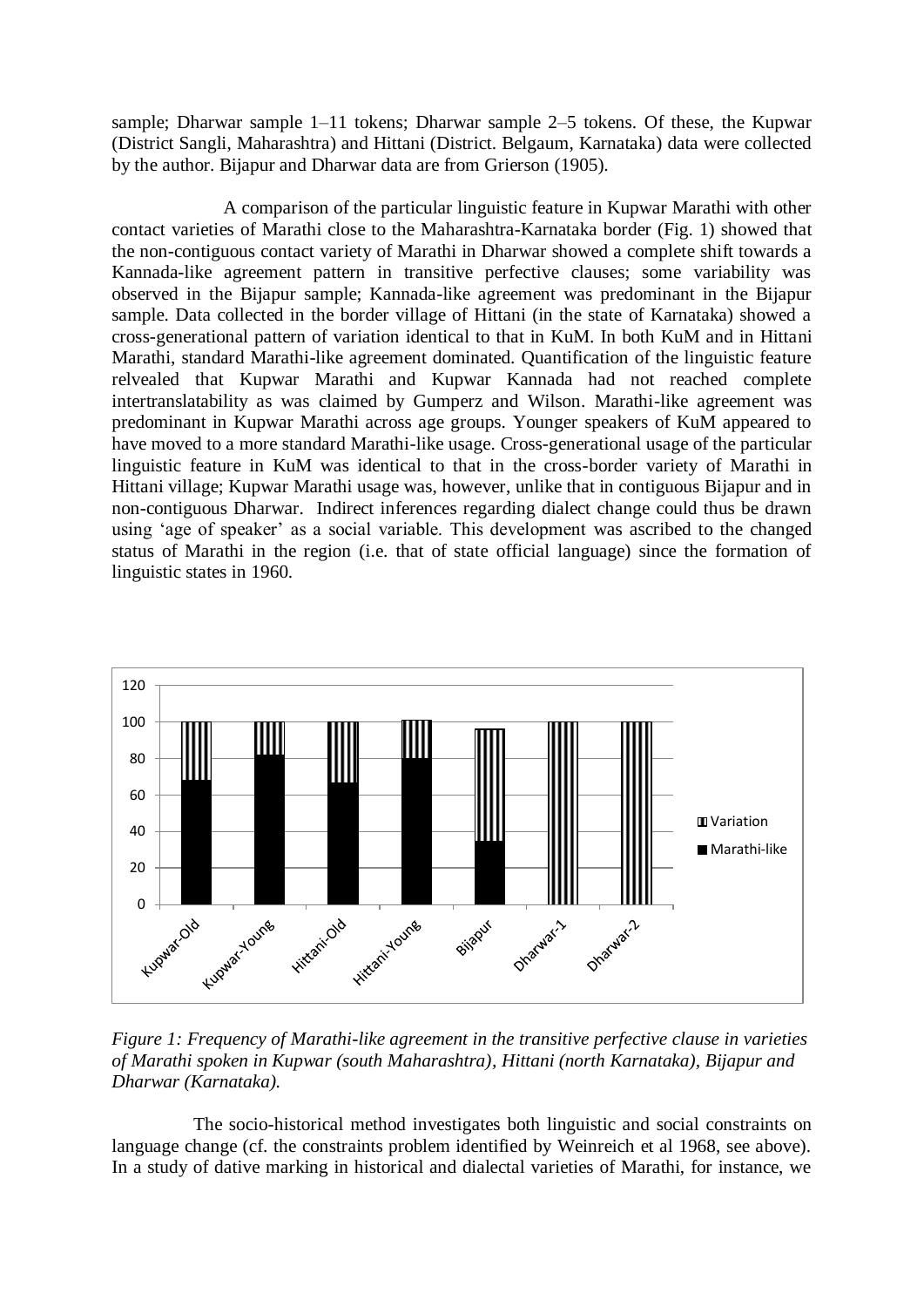sample; Dharwar sample 1–11 tokens; Dharwar sample 2–5 tokens. Of these, the Kupwar (District Sangli, Maharashtra) and Hittani (District. Belgaum, Karnataka) data were collected by the author. Bijapur and Dharwar data are from Grierson (1905).

A comparison of the particular linguistic feature in Kupwar Marathi with other contact varieties of Marathi close to the Maharashtra-Karnataka border (Fig. 1) showed that the non-contiguous contact variety of Marathi in Dharwar showed a complete shift towards a Kannada-like agreement pattern in transitive perfective clauses; some variability was observed in the Bijapur sample; Kannada-like agreement was predominant in the Bijapur sample. Data collected in the border village of Hittani (in the state of Karnataka) showed a cross-generational pattern of variation identical to that in KuM. In both KuM and in Hittani Marathi, standard Marathi-like agreement dominated. Quantification of the linguistic feature relvealed that Kupwar Marathi and Kupwar Kannada had not reached complete intertranslatability as was claimed by Gumperz and Wilson. Marathi-like agreement was predominant in Kupwar Marathi across age groups. Younger speakers of KuM appeared to have moved to a more standard Marathi-like usage. Cross-generational usage of the particular linguistic feature in KuM was identical to that in the cross-border variety of Marathi in Hittani village; Kupwar Marathi usage was, however, unlike that in contiguous Bijapur and in non-contiguous Dharwar. Indirect inferences regarding dialect change could thus be drawn using 'age of speaker' as a social variable. This development was ascribed to the changed status of Marathi in the region (i.e. that of state official language) since the formation of linguistic states in 1960.

*Figure 1: Frequency of Marathi-like agreement in the transitive perfective clause in varieties of Marathi spoken in Kupwar (south Maharashtra), Hittani (north Karnataka), Bijapur and Dharwar (Karnataka).*

The socio-historical method investigates both linguistic and social constraints on language change (cf. the constraints problem identified by Weinreich et al 1968, see above). In a study of dative marking in historical and dialectal varieties of Marathi, for instance, we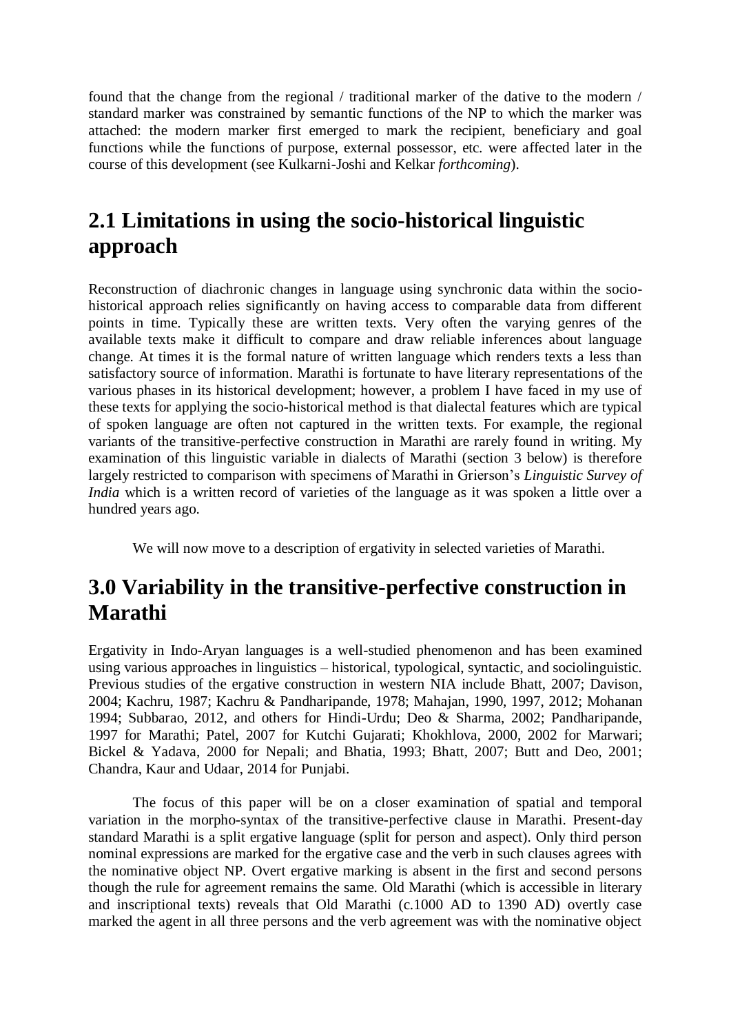found that the change from the regional / traditional marker of the dative to the modern / standard marker was constrained by semantic functions of the NP to which the marker was attached: the modern marker first emerged to mark the recipient, beneficiary and goal functions while the functions of purpose, external possessor, etc. were affected later in the course of this development (see Kulkarni-Joshi and Kelkar *forthcoming*).

## 2.1 Limitations in using the socio-historical linguistic approach

Reconstruction of diachronic changes in language using synchronic data within the socio-historical approach relies significantly on having access to comparable data from different points in time. Typically these are written texts. Very often the varying genres of the available texts make it difficult to compare and draw reliable inferences about language change. At times it is the formal nature of written language which renders texts a less than satisfactory source of information. Marathi is fortunate to have literary representations of the various phases in its historical development; however, a problem I have faced in my use of these texts for applying the socio-historical method is that dialectal features which are typical of spoken language are often not captured in the written texts. For example, the regional variants of the transitive-perfective construction in Marathi are rarely found in writing. My examination of this linguistic variable in dialects of Marathi (section 3 below) is therefore largely restricted to comparison with specimens of Marathi in Grierson's *Linguistic Survey of India* which is a written record of varieties of the language as it was spoken a little over a hundred years ago.

We will now move to a description of ergativity in selected varieties of Marathi.

## 3.0 Variability in the transitive-perfective construction in Marathi

Ergativity in Indo-Aryan languages is a well-studied phenomenon and has been examined using various approaches in linguistics – historical, typological, syntactic, and sociolinguistic. Previous studies of the ergative construction in western NIA include Bhatt, 2007; Davison, 2004; Kachru, 1987; Kachru & Pandharipande, 1978; Mahajan, 1990, 1997, 2012; Mohanan 1994; Subbarao, 2012, and others for Hindi-Urdu; Deo & Sharma, 2002; Pandharipande, 1997 for Marathi; Patel, 2007 for Kutchi Gujarati; Khokhlova, 2000, 2002 for Marwari; Bickel & Yadava, 2000 for Nepali; and Bhatia, 1993; Bhatt, 2007; Butt and Deo, 2001; Chandra, Kaur and Udaar, 2014 for Punjabi.

The focus of this paper will be on a closer examination of spatial and temporal variation in the morpho-syntax of the transitive-perfective clause in Marathi. Present-day standard Marathi is a split ergative language (split for person and aspect). Only third person nominal expressions are marked for the ergative case and the verb in such clauses agrees with the nominative object NP. Overt ergative marking is absent in the first and second persons though the rule for agreement remains the same. Old Marathi (which is accessible in literary and inscriptional texts) reveals that Old Marathi (c.1000 AD to 1390 AD) overtly case marked the agent in all three persons and the verb agreement was with the nominative object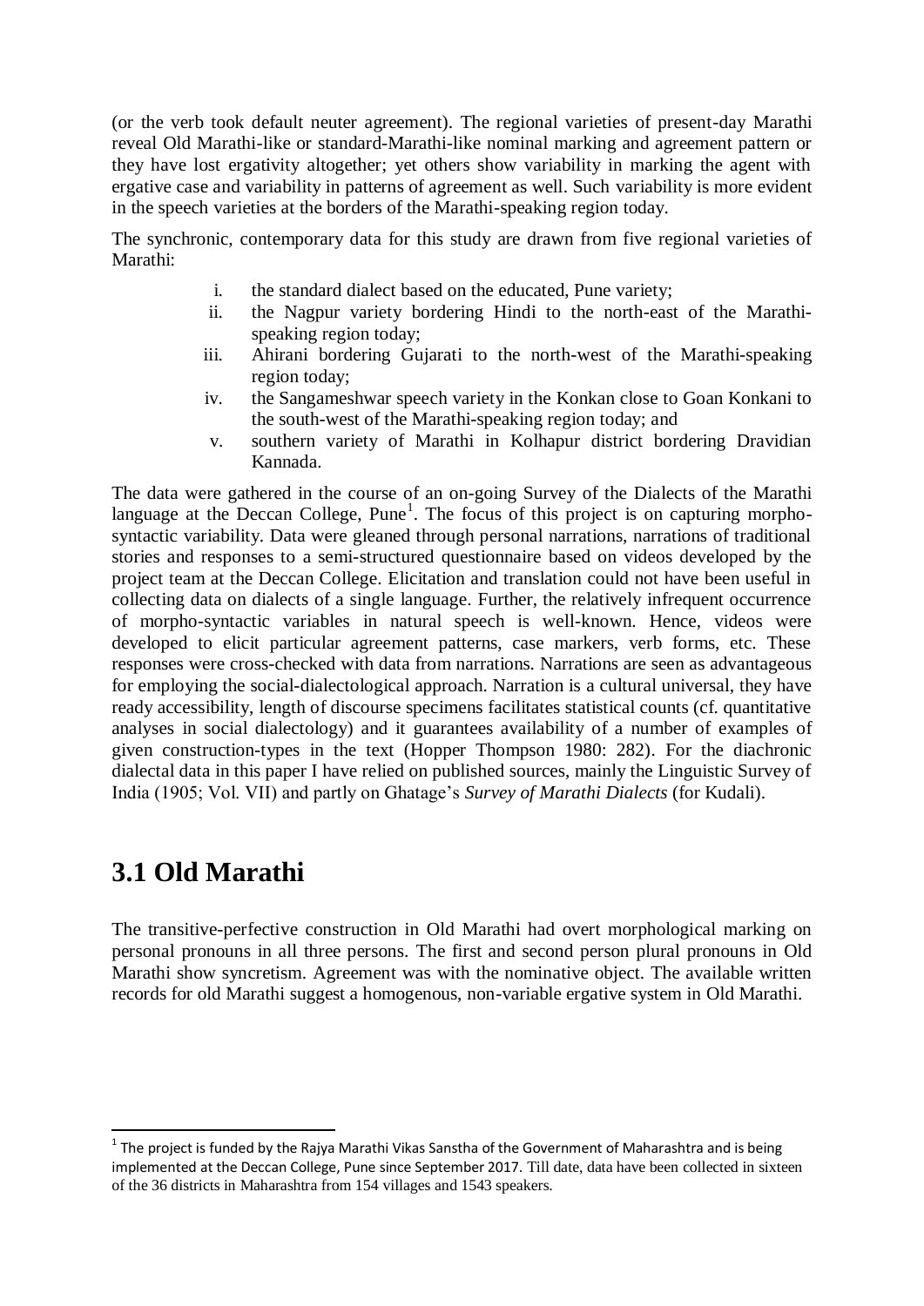(or the verb took default neuter agreement). The regional varieties of present-day Marathi reveal Old Marathi-like or standard-Marathi-like nominal marking and agreement pattern or they have lost ergativity altogether; yet others show variability in marking the agent with ergative case and variability in patterns of agreement as well. Such variability is more evident in the speech varieties at the borders of the Marathi-speaking region today.

The synchronic, contemporary data for this study are drawn from five regional varieties of Marathi:

i. the standard dialect based on the educated, Pune variety;
ii. the Nagpur variety bordering Hindi to the north-east of the Marathi-speaking region today;
iii. Ahirani bordering Gujarati to the north-west of the Marathi-speaking region today;
iv. the Sangameshwar speech variety in the Konkan close to Goan Konkani to the south-west of the Marathi-speaking region today; and
v. southern variety of Marathi in Kolhapur district bordering Dravidian Kannada.

The data were gathered in the course of an on-going Survey of the Dialects of the Marathi language at the Deccan College, Pune[1]. The focus of this project is on capturing morpho-syntactic variability. Data were gleaned through personal narrations, narrations of traditional stories and responses to a semi-structured questionnaire based on videos developed by the project team at the Deccan College. Elicitation and translation could not have been useful in collecting data on dialects of a single language. Further, the relatively infrequent occurrence of morpho-syntactic variables in natural speech is well-known. Hence, videos were developed to elicit particular agreement patterns, case markers, verb forms, etc. These responses were cross-checked with data from narrations. Narrations are seen as advantageous for employing the social-dialectological approach. Narration is a cultural universal, they have ready accessibility, length of discourse specimens facilitates statistical counts (cf. quantitative analyses in social dialectology) and it guarantees availability of a number of examples of given construction-types in the text (Hopper Thompson 1980: 282). For the diachronic dialectal data in this paper I have relied on published sources, mainly the Linguistic Survey of India (1905; Vol. VII) and partly on Ghatage's *Survey of Marathi Dialects* (for Kudali).

## 3.1 Old Marathi

The transitive-perfective construction in Old Marathi had overt morphological marking on personal pronouns in all three persons. The first and second person plural pronouns in Old Marathi show syncretism. Agreement was with the nominative object. The available written records for old Marathi suggest a homogenous, non-variable ergative system in Old Marathi.

---

[1] The project is funded by the Rajya Marathi Vikas Sanstha of the Government of Maharashtra and is being implemented at the Deccan College, Pune since September 2017. Till date, data have been collected in sixteen of the 36 districts in Maharashtra from 154 villages and 1543 speakers.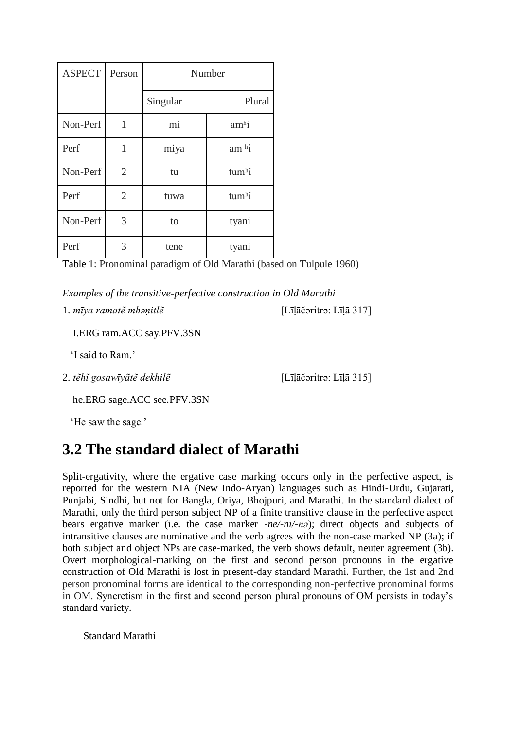| ASPECT | Person | Number | |
|---|---|---|---|
| | | Singular | Plural |
| Non-Perf | 1 | mi | amʰi |
| Perf | 1 | miya | am ʰi |
| Non-Perf | 2 | tu | tumʰi |
| Perf | 2 | tuwa | tumʰi |
| Non-Perf | 3 | to | tyani |
| Perf | 3 | tene | tyani |

Table 1: Pronominal paradigm of Old Marathi (based on Tulpule 1960)

*Examples of the transitive-perfective construction in Old Marathi*

1. *mīya ramatẽ mhəṇitlẽ* [Līḷāčəritrə: Līḷā 317]

   I.ERG ram.ACC say.PFV.3SN

   'I said to Ram.'

2. *tẽhĩ gosawīyãtẽ dekhilẽ* [Līḷāčəritrə: Līḷā 315]

   he.ERG sage.ACC see.PFV.3SN

   'He saw the sage.'

## 3.2 The standard dialect of Marathi

Split-ergativity, where the ergative case marking occurs only in the perfective aspect, is reported for the western NIA (New Indo-Aryan) languages such as Hindi-Urdu, Gujarati, Punjabi, Sindhi, but not for Bangla, Oriya, Bhojpuri, and Marathi. In the standard dialect of Marathi, only the third person subject NP of a finite transitive clause in the perfective aspect bears ergative marker (i.e. the case marker *-ne/-ni/-nə*); direct objects and subjects of intransitive clauses are nominative and the verb agrees with the non-case marked NP (3a); if both subject and object NPs are case-marked, the verb shows default, neuter agreement (3b). Overt morphological-marking on the first and second person pronouns in the ergative construction of Old Marathi is lost in present-day standard Marathi. Further, the 1st and 2nd person pronominal forms are identical to the corresponding non-perfective pronominal forms in OM. Syncretism in the first and second person plural pronouns of OM persists in today's standard variety.

Standard Marathi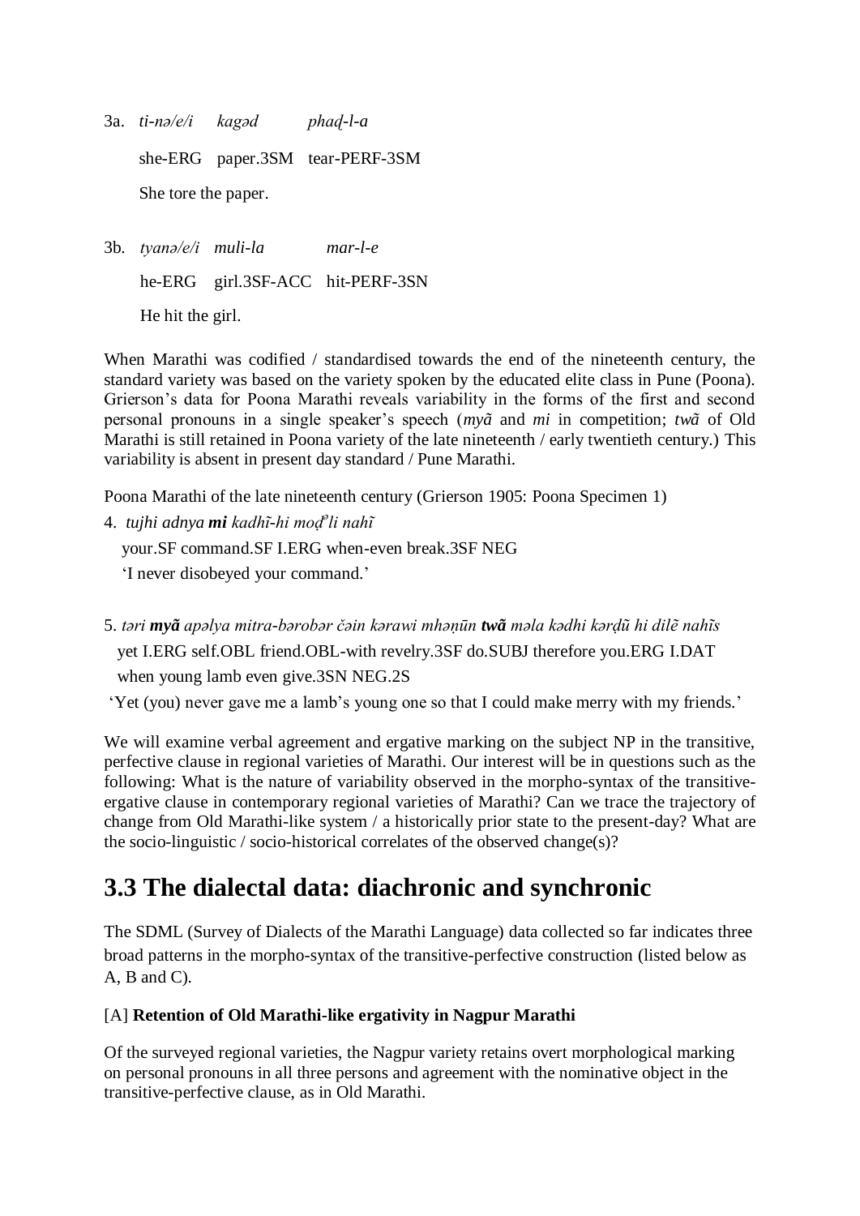3a. *ti-nə/e/i* *kagəd* *phaḍ-l-a*

she-ERG paper.3SM tear-PERF-3SM

She tore the paper.

3b. *tyanə/e/i* *muli-la* *mar-l-e*

he-ERG girl.3SF-ACC hit-PERF-3SN

He hit the girl.

When Marathi was codified / standardised towards the end of the nineteenth century, the standard variety was based on the variety spoken by the educated elite class in Pune (Poona). Grierson's data for Poona Marathi reveals variability in the forms of the first and second personal pronouns in a single speaker's speech (*myã* and *mi* in competition; *twã* of Old Marathi is still retained in Poona variety of the late nineteenth / early twentieth century.) This variability is absent in present day standard / Pune Marathi.

Poona Marathi of the late nineteenth century (Grierson 1905: Poona Specimen 1)

4. *tujhi adnya* ***mi*** *kadhĩ-hi moḍᵊli nahĩ*

your.SF command.SF I.ERG when-even break.3SF NEG

'I never disobeyed your command.'

5. *təri* ***myã*** *apəlya mitra-bərobər čəin kərawi mhəṇūn* ***twã*** *məla kədhi kərḍũ hi dilẽ nahĩs*

yet I.ERG self.OBL friend.OBL-with revelry.3SF do.SUBJ therefore you.ERG I.DAT when young lamb even give.3SN NEG.2S

'Yet (you) never gave me a lamb's young one so that I could make merry with my friends.'

We will examine verbal agreement and ergative marking on the subject NP in the transitive, perfective clause in regional varieties of Marathi. Our interest will be in questions such as the following: What is the nature of variability observed in the morpho-syntax of the transitive-ergative clause in contemporary regional varieties of Marathi? Can we trace the trajectory of change from Old Marathi-like system / a historically prior state to the present-day? What are the socio-linguistic / socio-historical correlates of the observed change(s)?

# 3.3 The dialectal data: diachronic and synchronic

The SDML (Survey of Dialects of the Marathi Language) data collected so far indicates three broad patterns in the morpho-syntax of the transitive-perfective construction (listed below as A, B and C).

[A] **Retention of Old Marathi-like ergativity in Nagpur Marathi**

Of the surveyed regional varieties, the Nagpur variety retains overt morphological marking on personal pronouns in all three persons and agreement with the nominative object in the transitive-perfective clause, as in Old Marathi.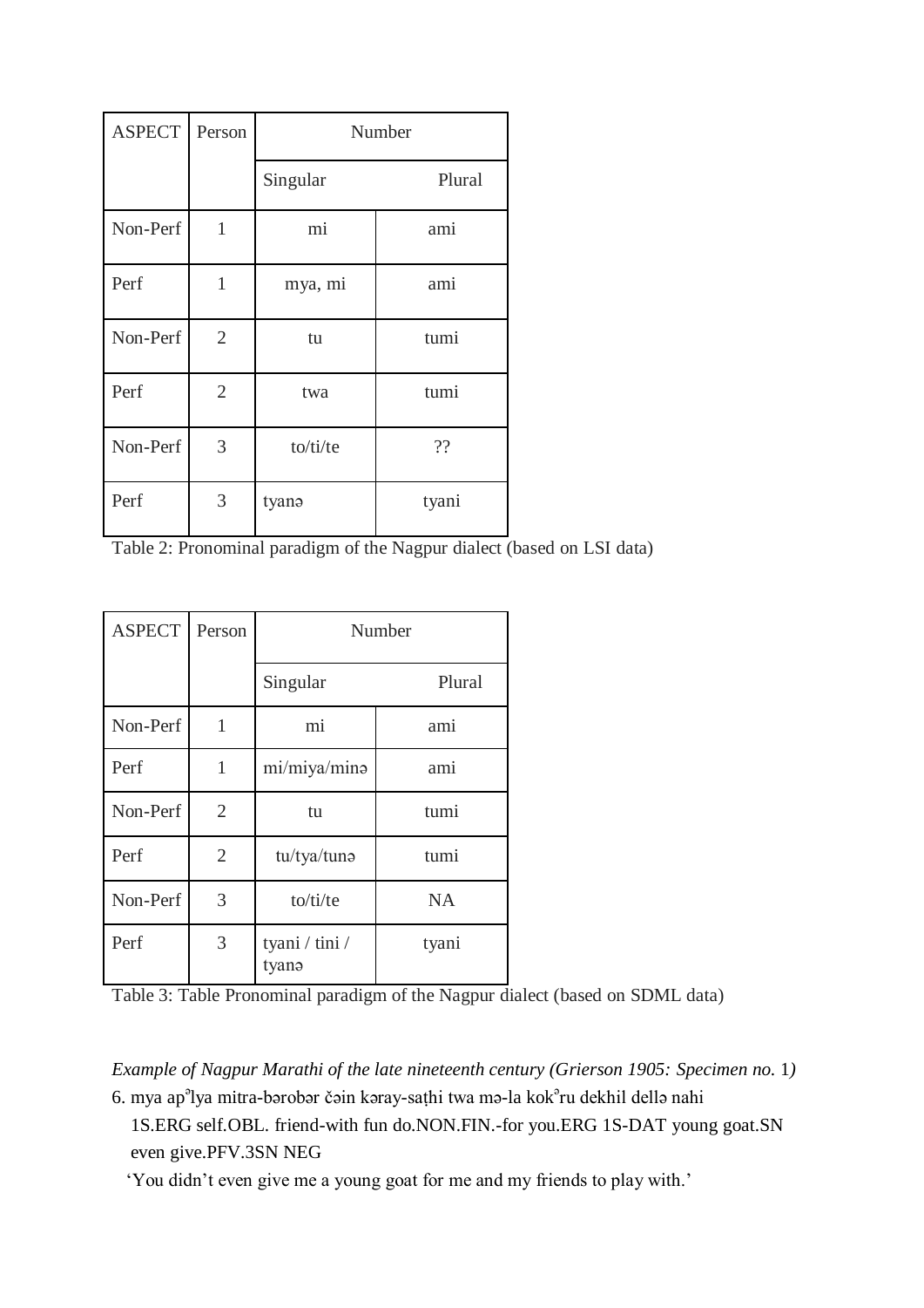| ASPECT | Person | Number | |
|---|---|---|---|
| | | Singular | Plural |
| Non-Perf | 1 | mi | ami |
| Perf | 1 | mya, mi | ami |
| Non-Perf | 2 | tu | tumi |
| Perf | 2 | twa | tumi |
| Non-Perf | 3 | to/ti/te | ?? |
| Perf | 3 | tyanə | tyani |

Table 2: Pronominal paradigm of the Nagpur dialect (based on LSI data)

| ASPECT | Person | Number | |
|---|---|---|---|
| | | Singular | Plural |
| Non-Perf | 1 | mi | ami |
| Perf | 1 | mi/miya/minə | ami |
| Non-Perf | 2 | tu | tumi |
| Perf | 2 | tu/tya/tunə | tumi |
| Non-Perf | 3 | to/ti/te | NA |
| Perf | 3 | tyani / tini / tyanə | tyani |

Table 3: Table Pronominal paradigm of the Nagpur dialect (based on SDML data)

*Example of Nagpur Marathi of the late nineteenth century (Grierson 1905: Specimen no. 1)*

6. mya apᵊlya mitra-bərobər čəin kəray-saṭhi twa mə-la kokᵊru dekhil dellə nahi
   1S.ERG self.OBL. friend-with fun do.NON.FIN.-for you.ERG 1S-DAT young goat.SN even give.PFV.3SN NEG
   'You didn't even give me a young goat for me and my friends to play with.'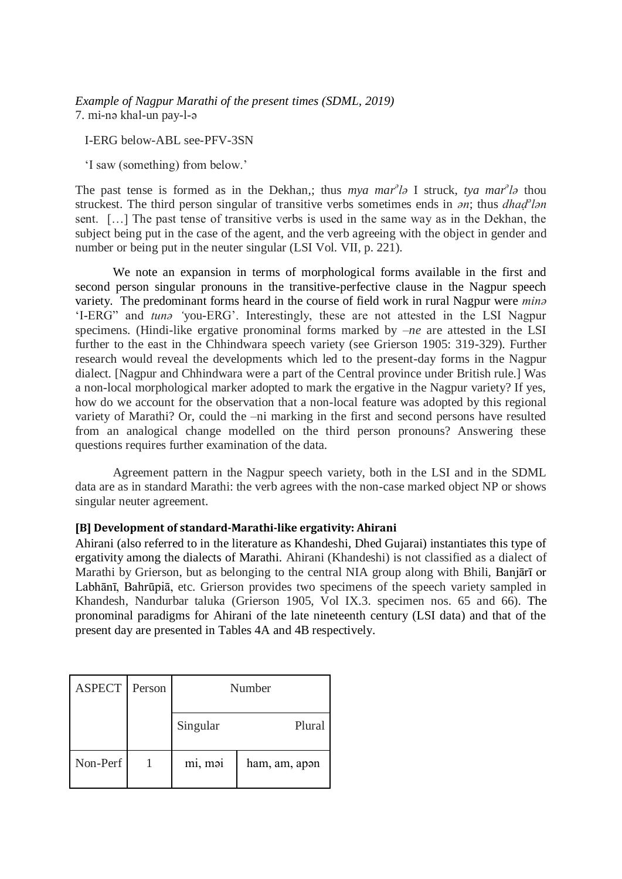*Example of Nagpur Marathi of the present times (SDML, 2019)*

7. mi-nə khal-un pay-l-ə

I-ERG below-ABL see-PFV-3SN

'I saw (something) from below.'

The past tense is formed as in the Dekhan,; thus *mya marᵊlə* I struck, *tya marᵊlə* thou struckest. The third person singular of transitive verbs sometimes ends in *ən*; thus *dhaḍᵊlən* sent. […] The past tense of transitive verbs is used in the same way as in the Dekhan, the subject being put in the case of the agent, and the verb agreeing with the object in gender and number or being put in the neuter singular (LSI Vol. VII, p. 221).

We note an expansion in terms of morphological forms available in the first and second person singular pronouns in the transitive-perfective clause in the Nagpur speech variety. The predominant forms heard in the course of field work in rural Nagpur were *minə* 'I-ERG" and *tunə* 'you-ERG'. Interestingly, these are not attested in the LSI Nagpur specimens. (Hindi-like ergative pronominal forms marked by *–ne* are attested in the LSI further to the east in the Chhindwara speech variety (see Grierson 1905: 319-329). Further research would reveal the developments which led to the present-day forms in the Nagpur dialect. [Nagpur and Chhindwara were a part of the Central province under British rule.] Was a non-local morphological marker adopted to mark the ergative in the Nagpur variety? If yes, how do we account for the observation that a non-local feature was adopted by this regional variety of Marathi? Or, could the –ni marking in the first and second persons have resulted from an analogical change modelled on the third person pronouns? Answering these questions requires further examination of the data.

Agreement pattern in the Nagpur speech variety, both in the LSI and in the SDML data are as in standard Marathi: the verb agrees with the non-case marked object NP or shows singular neuter agreement.

**[B] Development of standard-Marathi-like ergativity: Ahirani**

Ahirani (also referred to in the literature as Khandeshi, Dhed Gujarai) instantiates this type of ergativity among the dialects of Marathi. Ahirani (Khandeshi) is not classified as a dialect of Marathi by Grierson, but as belonging to the central NIA group along with Bhili, Banjārī or Labhānī, Bahrūpiā, etc. Grierson provides two specimens of the speech variety sampled in Khandesh, Nandurbar taluka (Grierson 1905, Vol IX.3. specimen nos. 65 and 66). The pronominal paradigms for Ahirani of the late nineteenth century (LSI data) and that of the present day are presented in Tables 4A and 4B respectively.

| ASPECT | Person | Number | |
|---|---|---|---|
| | | Singular | Plural |
| Non-Perf | 1 | mi, məi | ham, am, apən |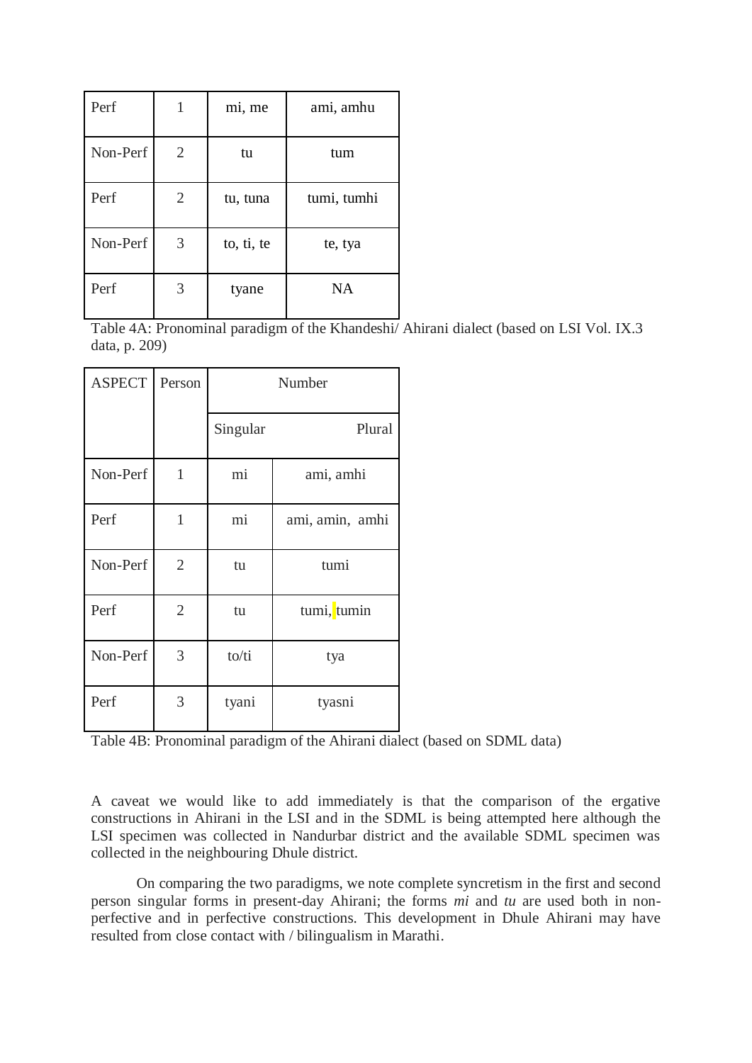| Perf | 1 | mi, me | ami, amhu |
|---|---|---|---|
| Non-Perf | 2 | tu | tum |
| Perf | 2 | tu, tuna | tumi, tumhi |
| Non-Perf | 3 | to, ti, te | te, tya |
| Perf | 3 | tyane | NA |

Table 4A: Pronominal paradigm of the Khandeshi/ Ahirani dialect (based on LSI Vol. IX.3 data, p. 209)

| ASPECT | Person | Number | |
|---|---|---|---|
| | | Singular | Plural |
| Non-Perf | 1 | mi | ami, amhi |
| Perf | 1 | mi | ami, amin, amhi |
| Non-Perf | 2 | tu | tumi |
| Perf | 2 | tu | tumi, tumin |
| Non-Perf | 3 | to/ti | tya |
| Perf | 3 | tyani | tyasni |

Table 4B: Pronominal paradigm of the Ahirani dialect (based on SDML data)

A caveat we would like to add immediately is that the comparison of the ergative constructions in Ahirani in the LSI and in the SDML is being attempted here although the LSI specimen was collected in Nandurbar district and the available SDML specimen was collected in the neighbouring Dhule district.

On comparing the two paradigms, we note complete syncretism in the first and second person singular forms in present-day Ahirani; the forms *mi* and *tu* are used both in non-perfective and in perfective constructions. This development in Dhule Ahirani may have resulted from close contact with / bilingualism in Marathi.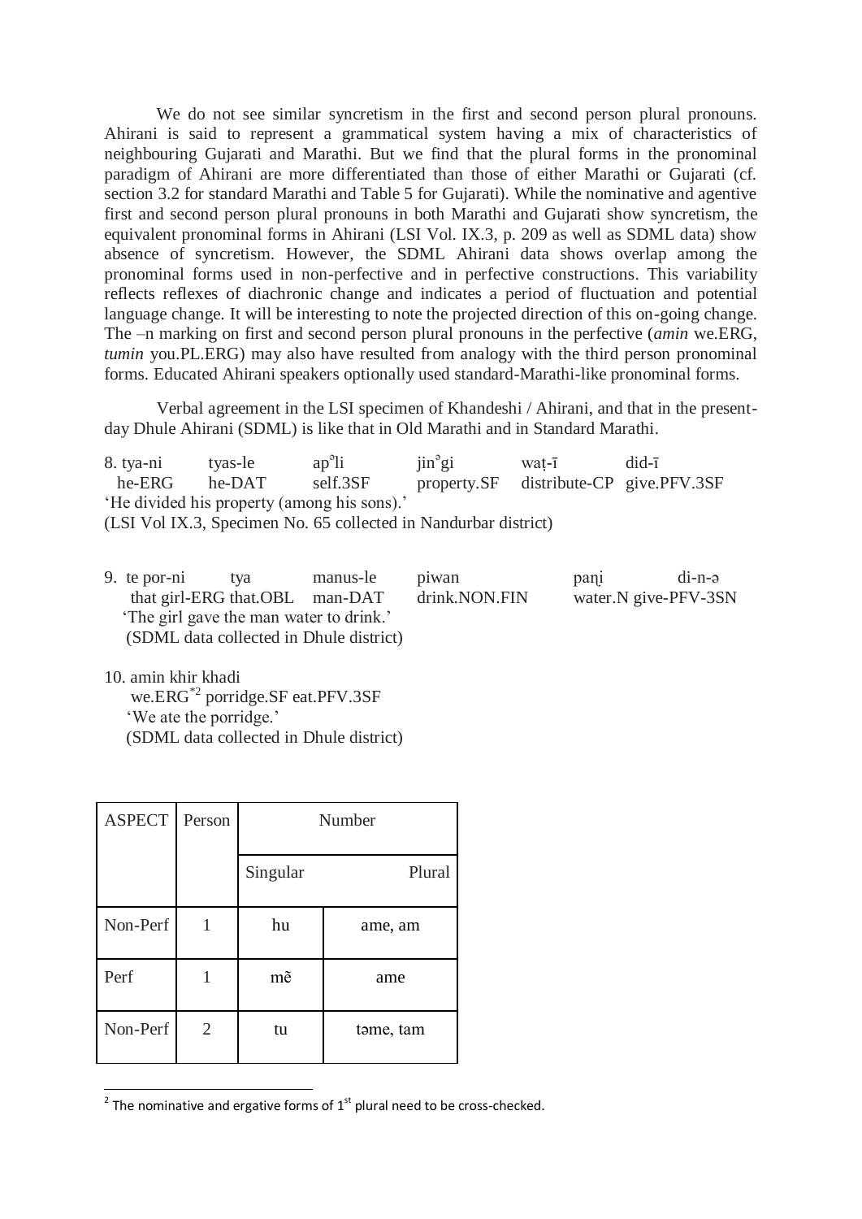We do not see similar syncretism in the first and second person plural pronouns. Ahirani is said to represent a grammatical system having a mix of characteristics of neighbouring Gujarati and Marathi. But we find that the plural forms in the pronominal paradigm of Ahirani are more differentiated than those of either Marathi or Gujarati (cf. section 3.2 for standard Marathi and Table 5 for Gujarati). While the nominative and agentive first and second person plural pronouns in both Marathi and Gujarati show syncretism, the equivalent pronominal forms in Ahirani (LSI Vol. IX.3, p. 209 as well as SDML data) show absence of syncretism. However, the SDML Ahirani data shows overlap among the pronominal forms used in non-perfective and in perfective constructions. This variability reflects reflexes of diachronic change and indicates a period of fluctuation and potential language change. It will be interesting to note the projected direction of this on-going change. The –n marking on first and second person plural pronouns in the perfective (*amin* we.ERG, *tumin* you.PL.ERG) may also have resulted from analogy with the third person pronominal forms. Educated Ahirani speakers optionally used standard-Marathi-like pronominal forms.

Verbal agreement in the LSI specimen of Khandeshi / Ahirani, and that in the present-day Dhule Ahirani (SDML) is like that in Old Marathi and in Standard Marathi.

8. tya-ni tyas-le apᵊli jinᵊgi waṭ-ī did-ī
   he-ERG he-DAT self.3SF property.SF distribute-CP give.PFV.3SF
   'He divided his property (among his sons).'
   (LSI Vol IX.3, Specimen No. 65 collected in Nandurbar district)

9. te por-ni tya manus-le piwan paṇi di-n-ə
   that girl-ERG that.OBL man-DAT drink.NON.FIN water.N give-PFV-3SN
   'The girl gave the man water to drink.'
   (SDML data collected in Dhule district)

10. amin khir khadi
    we.ERG*[2] porridge.SF eat.PFV.3SF
    'We ate the porridge.'
    (SDML data collected in Dhule district)

| ASPECT | Person | Number | |
|---|---|---|---|
| | | Singular | Plural |
| Non-Perf | 1 | hu | ame, am |
| Perf | 1 | mẽ | ame |
| Non-Perf | 2 | tu | təme, tam |

[2] The nominative and ergative forms of 1st plural need to be cross-checked.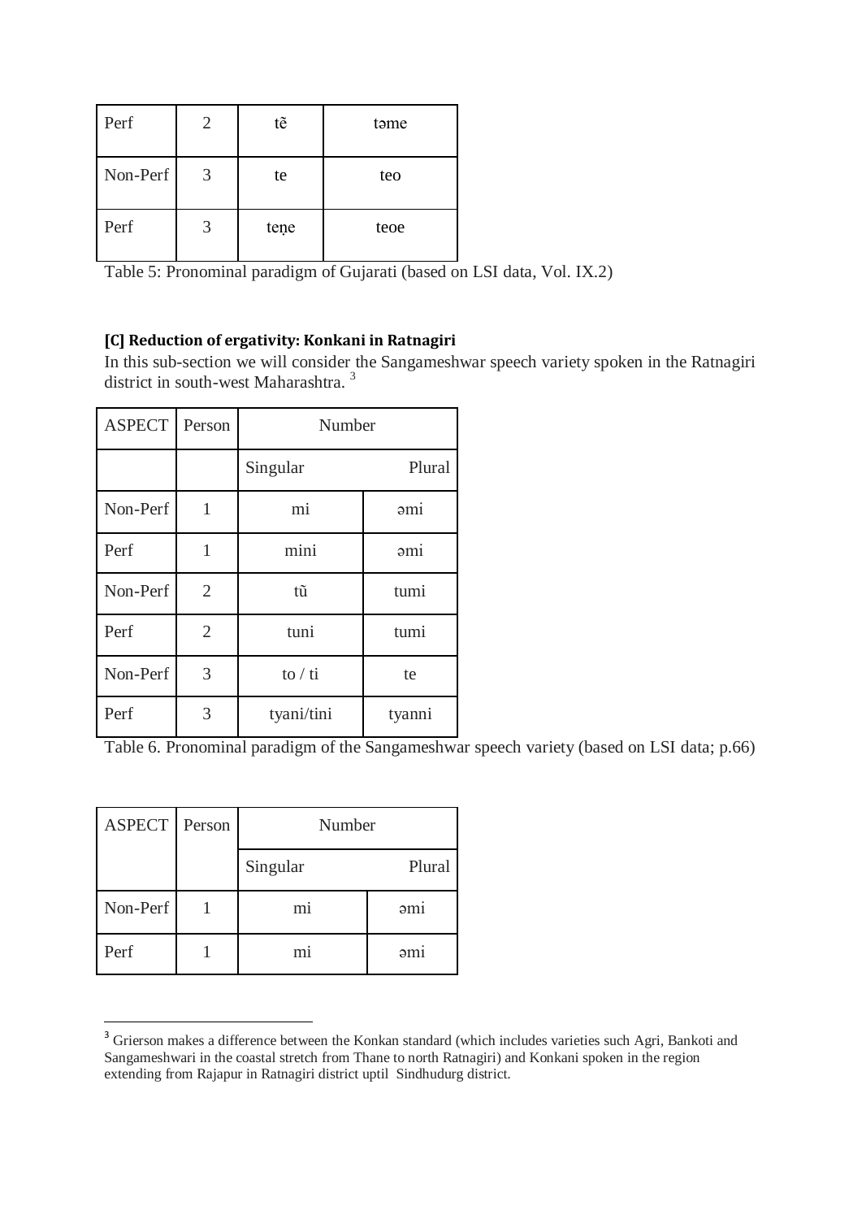| Perf | 2 | tẽ | təme |
|---|---|---|---|
| Non-Perf | 3 | te | teo |
| Perf | 3 | teṇe | teoe |

Table 5: Pronominal paradigm of Gujarati (based on LSI data, Vol. IX.2)

### [C] Reduction of ergativity: Konkani in Ratnagiri

In this sub-section we will consider the Sangameshwar speech variety spoken in the Ratnagiri district in south-west Maharashtra. [3]

| ASPECT | Person | Number | |
|---|---|---|---|
| | | Singular | Plural |
| Non-Perf | 1 | mi | əmi |
| Perf | 1 | mini | əmi |
| Non-Perf | 2 | tũ | tumi |
| Perf | 2 | tuni | tumi |
| Non-Perf | 3 | to / ti | te |
| Perf | 3 | tyani/tini | tyanni |

Table 6. Pronominal paradigm of the Sangameshwar speech variety (based on LSI data; p.66)

| ASPECT | Person | Number | |
|---|---|---|---|
| | | Singular | Plural |
| Non-Perf | 1 | mi | əmi |
| Perf | 1 | mi | əmi |

[3] Grierson makes a difference between the Konkan standard (which includes varieties such Agri, Bankoti and Sangameshwari in the coastal stretch from Thane to north Ratnagiri) and Konkani spoken in the region extending from Rajapur in Ratnagiri district uptil Sindhudurg district.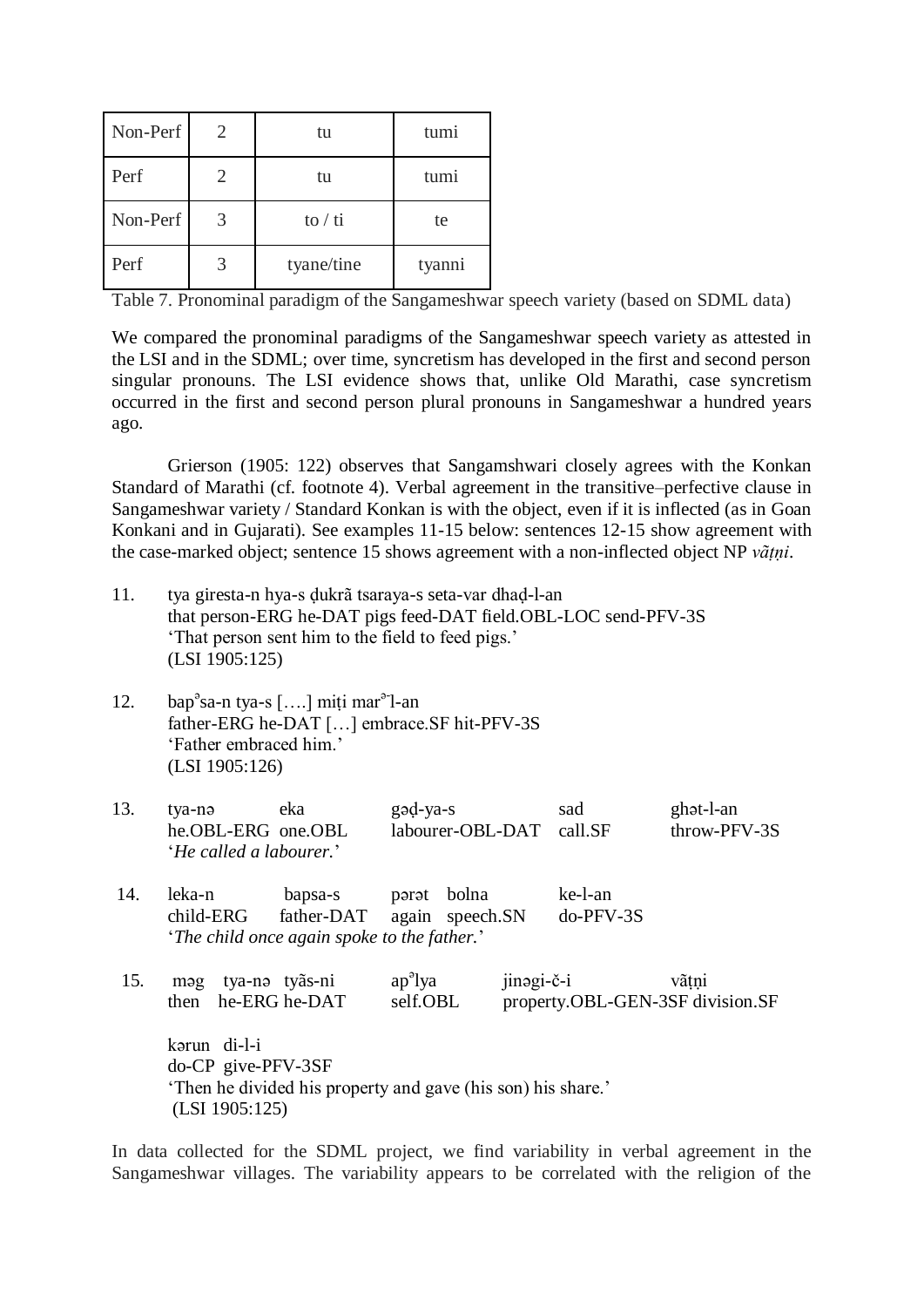| Non-Perf | 2 | tu | tumi |
|---|---|---|---|
| Perf | 2 | tu | tumi |
| Non-Perf | 3 | to / ti | te |
| Perf | 3 | tyane/tine | tyanni |

Table 7. Pronominal paradigm of the Sangameshwar speech variety (based on SDML data)

We compared the pronominal paradigms of the Sangameshwar speech variety as attested in the LSI and in the SDML; over time, syncretism has developed in the first and second person singular pronouns. The LSI evidence shows that, unlike Old Marathi, case syncretism occurred in the first and second person plural pronouns in Sangameshwar a hundred years ago.

Grierson (1905: 122) observes that Sangamshwari closely agrees with the Konkan Standard of Marathi (cf. footnote 4). Verbal agreement in the transitive–perfective clause in Sangameshwar variety / Standard Konkan is with the object, even if it is inflected (as in Goan Konkani and in Gujarati). See examples 11-15 below: sentences 12-15 show agreement with the case-marked object; sentence 15 shows agreement with a non-inflected object NP *vãṭṇi*.

11. tya giresta-n hya-s ḍukrã tsaraya-s seta-var dhaḍ-l-an
    that person-ERG he-DAT pigs feed-DAT field.OBL-LOC send-PFV-3S
    'That person sent him to the field to feed pigs.'
    (LSI 1905:125)

12. bapᵊsa-n tya-s [….] miṭi marᵊ-l-an
    father-ERG he-DAT […] embrace.SF hit-PFV-3S
    'Father embraced him.'
    (LSI 1905:126)

13. tya-nə eka gəḍ-ya-s sad ghət-l-an
    he.OBL-ERG one.OBL labourer-OBL-DAT call.SF throw-PFV-3S
    '*He called a labourer.*'

14. leka-n bapsa-s pərət bolna ke-l-an
    child-ERG father-DAT again speech.SN do-PFV-3S
    '*The child once again spoke to the father.*'

15. məg tya-nə tyãs-ni apᵊlya jinəgi-č-i vãṭṇi
    then he-ERG he-DAT self.OBL property.OBL-GEN-3SF division.SF

    kərun di-l-i
    do-CP give-PFV-3SF
    'Then he divided his property and gave (his son) his share.'
    (LSI 1905:125)

In data collected for the SDML project, we find variability in verbal agreement in the Sangameshwar villages. The variability appears to be correlated with the religion of the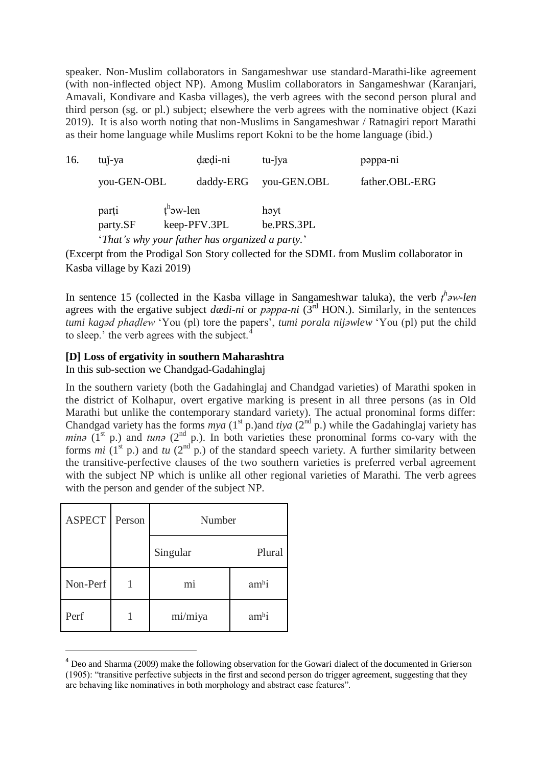speaker. Non-Muslim collaborators in Sangameshwar use standard-Marathi-like agreement (with non-inflected object NP). Among Muslim collaborators in Sangameshwar (Karanjari, Amavali, Kondivare and Kasba villages), the verb agrees with the second person plural and third person (sg. or pl.) subject; elsewhere the verb agrees with the nominative object (Kazi 2019). It is also worth noting that non-Muslims in Sangameshwar / Ratnagiri report Marathi as their home language while Muslims report Kokni to be the home language (ibid.)

16. tuǰ-ya &nbsp;&nbsp;&nbsp;&nbsp; ḍæḍi-ni &nbsp;&nbsp;&nbsp;&nbsp; tu-ǰya &nbsp;&nbsp;&nbsp;&nbsp; pəppa-ni
&nbsp;&nbsp;&nbsp;&nbsp;you-GEN-OBL &nbsp;&nbsp;&nbsp;&nbsp; daddy-ERG &nbsp;&nbsp;&nbsp;&nbsp; you-GEN.OBL &nbsp;&nbsp;&nbsp;&nbsp; father.OBL-ERG

&nbsp;&nbsp;&nbsp;&nbsp;parṭi &nbsp;&nbsp;&nbsp;&nbsp; ṭʰəw-len &nbsp;&nbsp;&nbsp;&nbsp; həyt
&nbsp;&nbsp;&nbsp;&nbsp;party.SF &nbsp;&nbsp;&nbsp;&nbsp; keep-PFV.3PL &nbsp;&nbsp;&nbsp;&nbsp; be.PRS.3PL
&nbsp;&nbsp;&nbsp;&nbsp;'*That's why your father has organized a party.*'

(Excerpt from the Prodigal Son Story collected for the SDML from Muslim collaborator in Kasba village by Kazi 2019)

In sentence 15 (collected in the Kasba village in Sangameshwar taluka), the verb *ṭʰəw-len* agrees with the ergative subject *dædi-ni* or *pəppa-ni* (3rd HON.). Similarly, in the sentences *tumi kagəd phaḍlew* 'You (pl) tore the papers', *tumi porala nijəwlew* 'You (pl) put the child to sleep.' the verb agrees with the subject.[4]

**[D] Loss of ergativity in southern Maharashtra**

In this sub-section we Chandgad-Gadahinglaj

In the southern variety (both the Gadahinglaj and Chandgad varieties) of Marathi spoken in the district of Kolhapur, overt ergative marking is present in all three persons (as in Old Marathi but unlike the contemporary standard variety). The actual pronominal forms differ: Chandgad variety has the forms *mya* (1st p.)and *tiya* (2nd p.) while the Gadahinglaj variety has *minə* (1st p.) and *tunə* (2nd p.). In both varieties these pronominal forms co-vary with the forms *mi* (1st p.) and *tu* (2nd p.) of the standard speech variety. A further similarity between the transitive-perfective clauses of the two southern varieties is preferred verbal agreement with the subject NP which is unlike all other regional varieties of Marathi. The verb agrees with the person and gender of the subject NP.

| ASPECT | Person | Number | |
|---|---|---|---|
| | | Singular | Plural |
| Non-Perf | 1 | mi | amʰi |
| Perf | 1 | mi/miya | amʰi |

[4] Deo and Sharma (2009) make the following observation for the Gowari dialect of the documented in Grierson (1905): "transitive perfective subjects in the first and second person do trigger agreement, suggesting that they are behaving like nominatives in both morphology and abstract case features".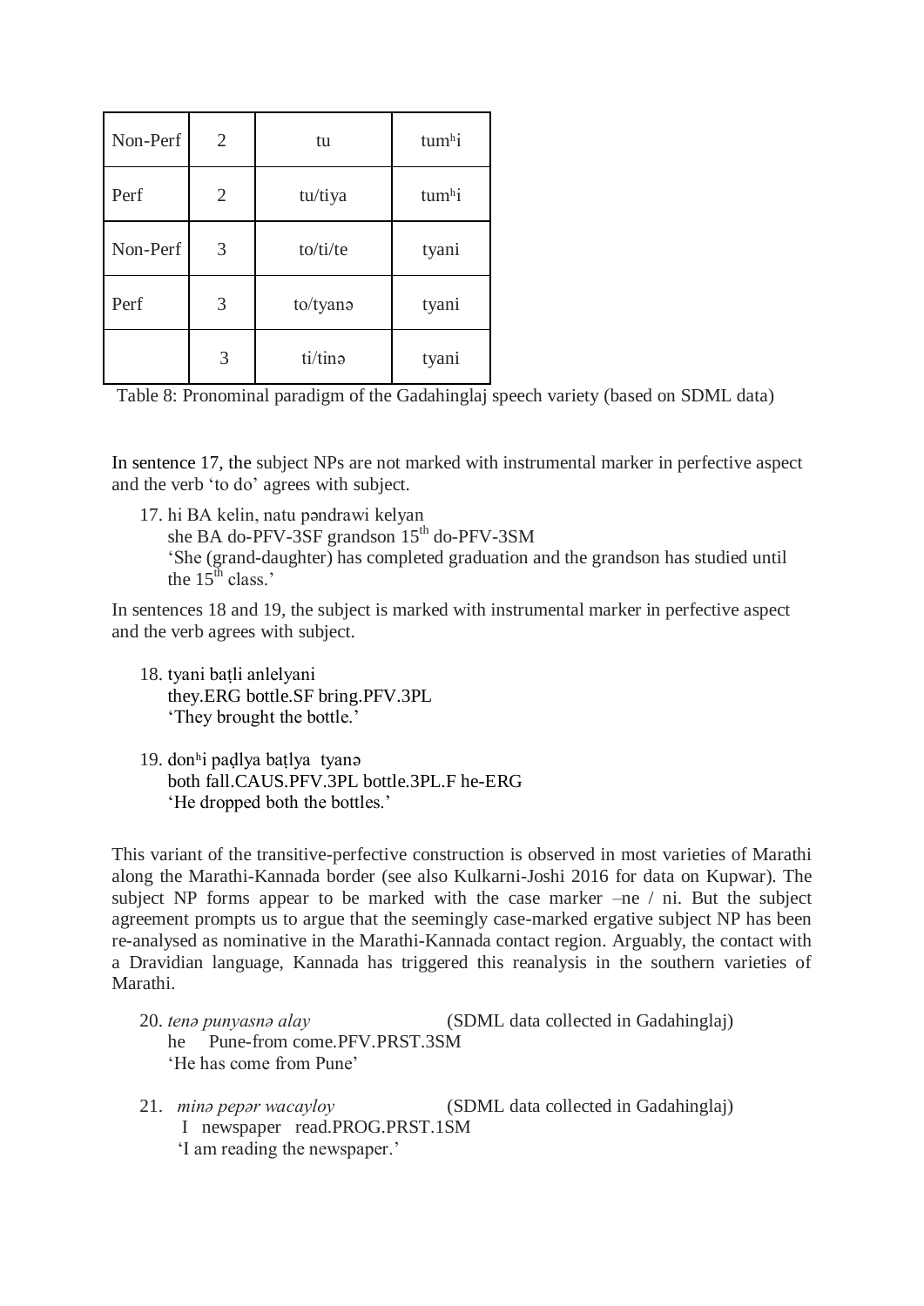| Non-Perf | 2 | tu | tumʰi |
|---|---|---|---|
| Perf | 2 | tu/tiya | tumʰi |
| Non-Perf | 3 | to/ti/te | tyani |
| Perf | 3 | to/tyanə | tyani |
| | 3 | ti/tinə | tyani |

Table 8: Pronominal paradigm of the Gadahinglaj speech variety (based on SDML data)

In sentence 17, the subject NPs are not marked with instrumental marker in perfective aspect and the verb 'to do' agrees with subject.

17. hi BA kelin, natu pəndrawi kelyan
    she BA do-PFV-3SF grandson 15th do-PFV-3SM
    'She (grand-daughter) has completed graduation and the grandson has studied until the 15th class.'

In sentences 18 and 19, the subject is marked with instrumental marker in perfective aspect and the verb agrees with subject.

18. tyani baṭli anlelyani
    they.ERG bottle.SF bring.PFV.3PL
    'They brought the bottle.'

19. donʰi paḍlya baṭlya tyanə
    both fall.CAUS.PFV.3PL bottle.3PL.F he-ERG
    'He dropped both the bottles.'

This variant of the transitive-perfective construction is observed in most varieties of Marathi along the Marathi-Kannada border (see also Kulkarni-Joshi 2016 for data on Kupwar). The subject NP forms appear to be marked with the case marker –ne / ni. But the subject agreement prompts us to argue that the seemingly case-marked ergative subject NP has been re-analysed as nominative in the Marathi-Kannada contact region. Arguably, the contact with a Dravidian language, Kannada has triggered this reanalysis in the southern varieties of Marathi.

20. *tenə punyasnə alay* (SDML data collected in Gadahinglaj)
    he Pune-from come.PFV.PRST.3SM
    'He has come from Pune'

21. *minə pepər wacayloy* (SDML data collected in Gadahinglaj)
    I newspaper read.PROG.PRST.1SM
    'I am reading the newspaper.'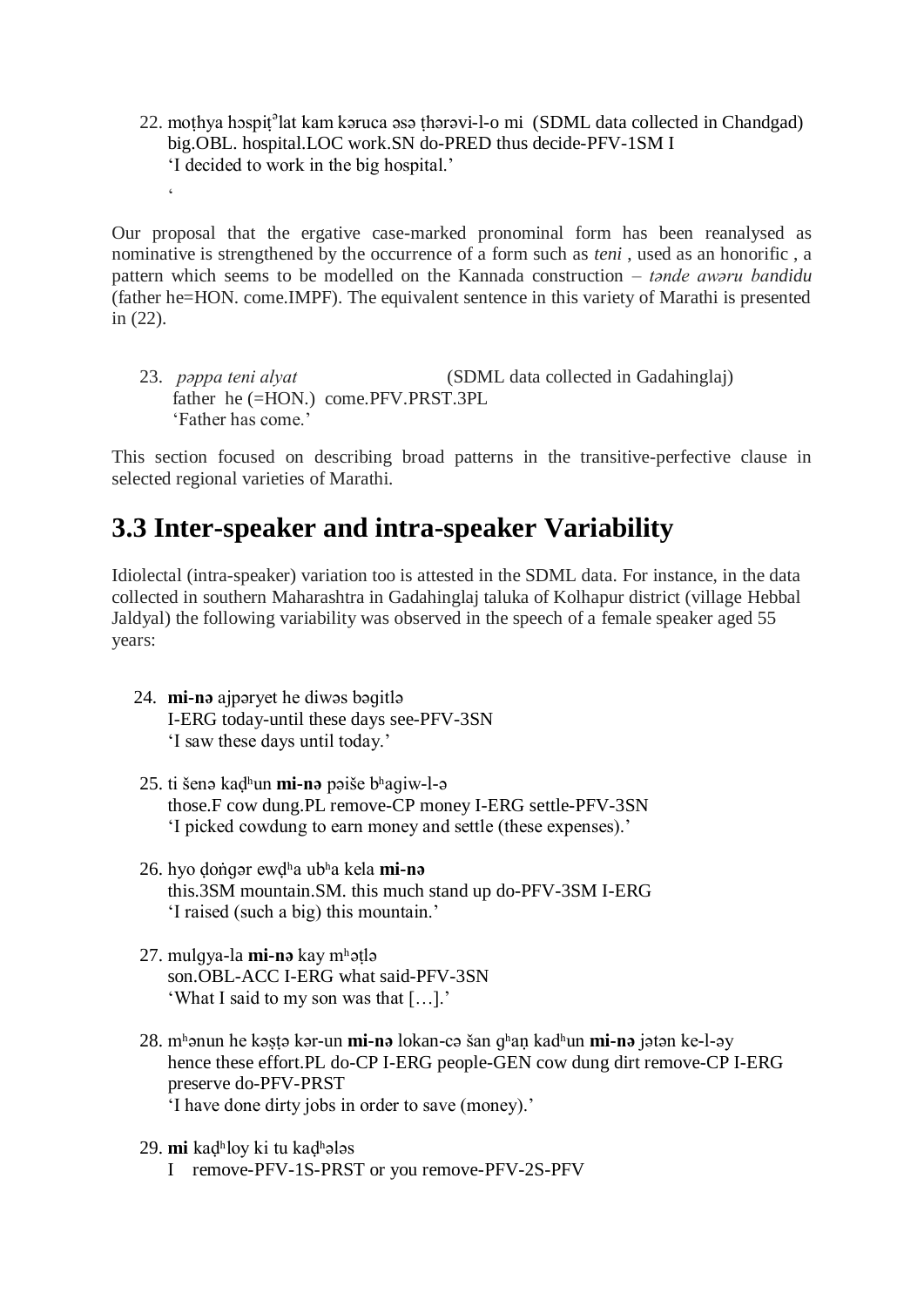22. moṭhya hɔspiṭᵊlat kam kəruca əsə ṭhərəvi-l-o mi  (SDML data collected in Chandgad)
    big.OBL. hospital.LOC work.SN do-PRED thus decide-PFV-1SM I
    'I decided to work in the big hospital.'
    '

Our proposal that the ergative case-marked pronominal form has been reanalysed as nominative is strengthened by the occurrence of a form such as *teni* , used as an honorific , a pattern which seems to be modelled on the Kannada construction – *tənde awəru bandidu* (father he=HON. come.IMPF). The equivalent sentence in this variety of Marathi is presented in (22).

23. *pəppa teni alyat*                    (SDML data collected in Gadahinglaj)
    father  he (=HON.)  come.PFV.PRST.3PL
    'Father has come.'

This section focused on describing broad patterns in the transitive-perfective clause in selected regional varieties of Marathi.

# 3.3 Inter-speaker and intra-speaker Variability

Idiolectal (intra-speaker) variation too is attested in the SDML data. For instance, in the data collected in southern Maharashtra in Gadahinglaj taluka of Kolhapur district (village Hebbal Jaldyal) the following variability was observed in the speech of a female speaker aged 55 years:

24. **mi-nə** ajpəryet he diwəs bəgitlə
    I-ERG today-until these days see-PFV-3SN
    'I saw these days until today.'

25. ti šenə kaḍʰun **mi-nə** pəiše bʰagiw-l-ə
    those.F cow dung.PL remove-CP money I-ERG settle-PFV-3SN
    'I picked cowdung to earn money and settle (these expenses).'

26. hyo ḍoṅgər ewḍʰa ubʰa kela **mi-nə**
    this.3SM mountain.SM. this much stand up do-PFV-3SM I-ERG
    'I raised (such a big) this mountain.'

27. mulgya-la **mi-nə** kay mʰəṭlə
    son.OBL-ACC I-ERG what said-PFV-3SN
    'What I said to my son was that […].'

28. mʰənun he kəṣṭə kər-un **mi-nə** lokan-cə šan gʰaṇ kadʰun **mi-nə** jətən ke-l-əy
    hence these effort.PL do-CP I-ERG people-GEN cow dung dirt remove-CP I-ERG preserve do-PFV-PRST
    'I have done dirty jobs in order to save (money).'

29. **mi** kaḍʰloy ki tu kaḍʰələs
    I   remove-PFV-1S-PRST or you remove-PFV-2S-PFV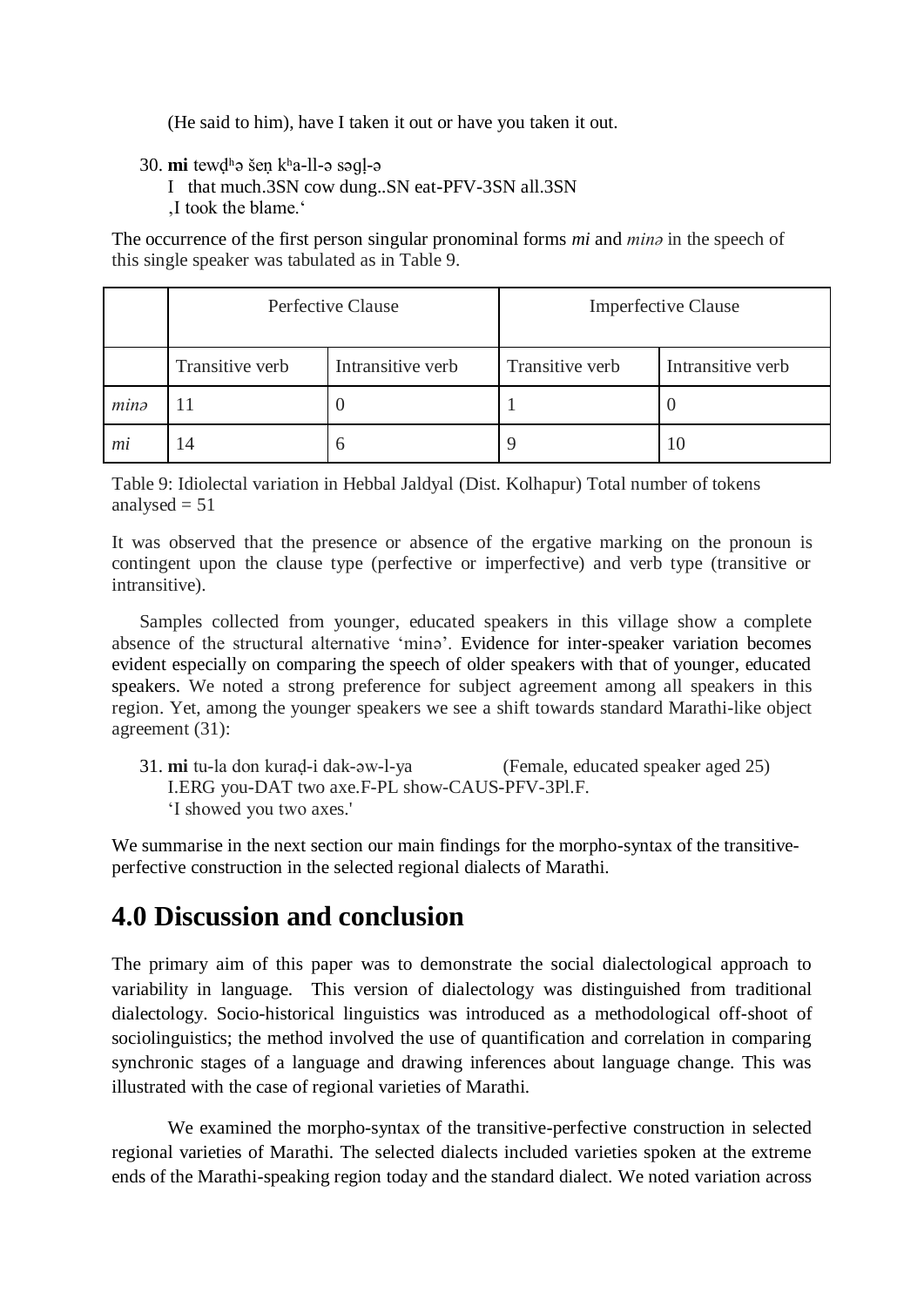(He said to him), have I taken it out or have you taken it out.

30. **mi** tewḍʰə šeṇ kʰa-ll-ə səgḷ-ə
   I that much.3SN cow dung..SN eat-PFV-3SN all.3SN
   ‚I took the blame.'

The occurrence of the first person singular pronominal forms *mi* and *minə* in the speech of this single speaker was tabulated as in Table 9.

| | Perfective Clause | | Imperfective Clause | |
|---|---|---|---|---|
| | Transitive verb | Intransitive verb | Transitive verb | Intransitive verb |
| *minə* | 11 | 0 | 1 | 0 |
| *mi* | 14 | 6 | 9 | 10 |

Table 9: Idiolectal variation in Hebbal Jaldyal (Dist. Kolhapur) Total number of tokens analysed = 51

It was observed that the presence or absence of the ergative marking on the pronoun is contingent upon the clause type (perfective or imperfective) and verb type (transitive or intransitive).

Samples collected from younger, educated speakers in this village show a complete absence of the structural alternative 'minə'. Evidence for inter-speaker variation becomes evident especially on comparing the speech of older speakers with that of younger, educated speakers. We noted a strong preference for subject agreement among all speakers in this region. Yet, among the younger speakers we see a shift towards standard Marathi-like object agreement (31):

31. **mi** tu-la don kuraḍ-i dak-əw-l-ya (Female, educated speaker aged 25)
   I.ERG you-DAT two axe.F-PL show-CAUS-PFV-3Pl.F.
   'I showed you two axes.'

We summarise in the next section our main findings for the morpho-syntax of the transitive-perfective construction in the selected regional dialects of Marathi.

# 4.0 Discussion and conclusion

The primary aim of this paper was to demonstrate the social dialectological approach to variability in language. This version of dialectology was distinguished from traditional dialectology. Socio-historical linguistics was introduced as a methodological off-shoot of sociolinguistics; the method involved the use of quantification and correlation in comparing synchronic stages of a language and drawing inferences about language change. This was illustrated with the case of regional varieties of Marathi.

We examined the morpho-syntax of the transitive-perfective construction in selected regional varieties of Marathi. The selected dialects included varieties spoken at the extreme ends of the Marathi-speaking region today and the standard dialect. We noted variation across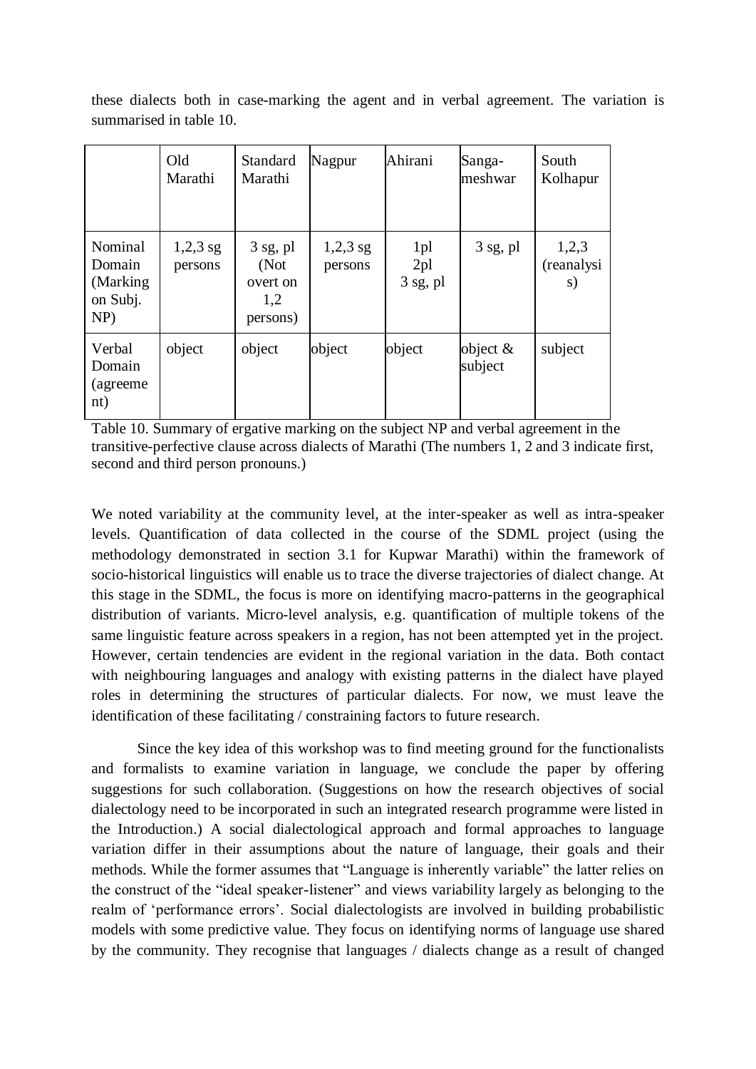these dialects both in case-marking the agent and in verbal agreement. The variation is summarised in table 10.

| | Old Marathi | Standard Marathi | Nagpur | Ahirani | Sanga-meshwar | South Kolhapur |
|---|---|---|---|---|---|---|
| Nominal Domain (Marking on Subj. NP) | 1,2,3 sg persons | 3 sg, pl (Not overt on 1,2 persons) | 1,2,3 sg persons | 1pl 2pl 3 sg, pl | 3 sg, pl | 1,2,3 (reanalysis) |
| Verbal Domain (agreement) | object | object | object | object | object & subject | subject |

Table 10. Summary of ergative marking on the subject NP and verbal agreement in the transitive-perfective clause across dialects of Marathi (The numbers 1, 2 and 3 indicate first, second and third person pronouns.)

We noted variability at the community level, at the inter-speaker as well as intra-speaker levels. Quantification of data collected in the course of the SDML project (using the methodology demonstrated in section 3.1 for Kupwar Marathi) within the framework of socio-historical linguistics will enable us to trace the diverse trajectories of dialect change. At this stage in the SDML, the focus is more on identifying macro-patterns in the geographical distribution of variants. Micro-level analysis, e.g. quantification of multiple tokens of the same linguistic feature across speakers in a region, has not been attempted yet in the project. However, certain tendencies are evident in the regional variation in the data. Both contact with neighbouring languages and analogy with existing patterns in the dialect have played roles in determining the structures of particular dialects. For now, we must leave the identification of these facilitating / constraining factors to future research.

Since the key idea of this workshop was to find meeting ground for the functionalists and formalists to examine variation in language, we conclude the paper by offering suggestions for such collaboration. (Suggestions on how the research objectives of social dialectology need to be incorporated in such an integrated research programme were listed in the Introduction.) A social dialectological approach and formal approaches to language variation differ in their assumptions about the nature of language, their goals and their methods. While the former assumes that "Language is inherently variable" the latter relies on the construct of the "ideal speaker-listener" and views variability largely as belonging to the realm of 'performance errors'. Social dialectologists are involved in building probabilistic models with some predictive value. They focus on identifying norms of language use shared by the community. They recognise that languages / dialects change as a result of changed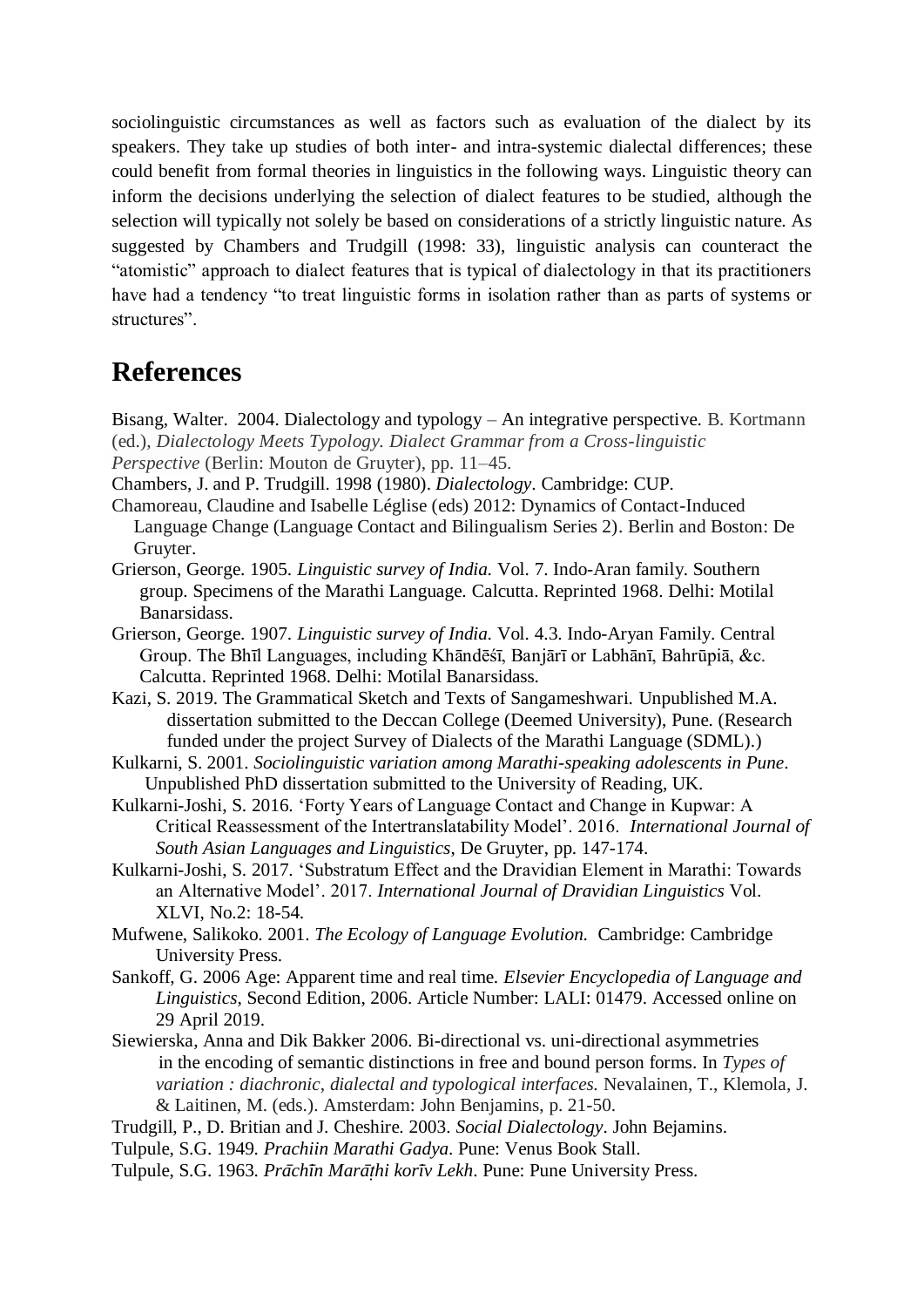sociolinguistic circumstances as well as factors such as evaluation of the dialect by its speakers. They take up studies of both inter- and intra-systemic dialectal differences; these could benefit from formal theories in linguistics in the following ways. Linguistic theory can inform the decisions underlying the selection of dialect features to be studied, although the selection will typically not solely be based on considerations of a strictly linguistic nature. As suggested by Chambers and Trudgill (1998: 33), linguistic analysis can counteract the "atomistic" approach to dialect features that is typical of dialectology in that its practitioners have had a tendency "to treat linguistic forms in isolation rather than as parts of systems or structures".

## References

Bisang, Walter. 2004. Dialectology and typology – An integrative perspective. B. Kortmann (ed.), *Dialectology Meets Typology. Dialect Grammar from a Cross-linguistic Perspective* (Berlin: Mouton de Gruyter), pp. 11–45.

Chambers, J. and P. Trudgill. 1998 (1980). *Dialectology*. Cambridge: CUP.

Chamoreau, Claudine and Isabelle Léglise (eds) 2012: Dynamics of Contact-Induced Language Change (Language Contact and Bilingualism Series 2). Berlin and Boston: De Gruyter.

Grierson, George. 1905. *Linguistic survey of India.* Vol. 7. Indo-Aran family. Southern group. Specimens of the Marathi Language. Calcutta. Reprinted 1968. Delhi: Motilal Banarsidass.

Grierson, George. 1907. *Linguistic survey of India.* Vol. 4.3. Indo-Aryan Family. Central Group. The Bhīl Languages, including Khāndēśī, Banjārī or Labhānī, Bahrūpiā, &c. Calcutta. Reprinted 1968. Delhi: Motilal Banarsidass.

Kazi, S. 2019. The Grammatical Sketch and Texts of Sangameshwari. Unpublished M.A. dissertation submitted to the Deccan College (Deemed University), Pune. (Research funded under the project Survey of Dialects of the Marathi Language (SDML).)

Kulkarni, S. 2001. *Sociolinguistic variation among Marathi-speaking adolescents in Pune*. Unpublished PhD dissertation submitted to the University of Reading, UK.

Kulkarni-Joshi, S. 2016. 'Forty Years of Language Contact and Change in Kupwar: A Critical Reassessment of the Intertranslatability Model'. 2016. *International Journal of South Asian Languages and Linguistics*, De Gruyter, pp. 147-174.

Kulkarni-Joshi, S. 2017. 'Substratum Effect and the Dravidian Element in Marathi: Towards an Alternative Model'. 2017. *International Journal of Dravidian Linguistics* Vol. XLVI, No.2: 18-54.

Mufwene, Salikoko. 2001. *The Ecology of Language Evolution.* Cambridge: Cambridge University Press.

Sankoff, G. 2006 Age: Apparent time and real time. *Elsevier Encyclopedia of Language and Linguistics*, Second Edition, 2006. Article Number: LALI: 01479. Accessed online on 29 April 2019.

Siewierska, Anna and Dik Bakker 2006. Bi-directional vs. uni-directional asymmetries in the encoding of semantic distinctions in free and bound person forms. In *Types of variation : diachronic, dialectal and typological interfaces.* Nevalainen, T., Klemola, J. & Laitinen, M. (eds.). Amsterdam: John Benjamins, p. 21-50.

Trudgill, P., D. Britian and J. Cheshire. 2003. *Social Dialectology*. John Bejamins.

Tulpule, S.G. 1949. *Prachiin Marathi Gadya*. Pune: Venus Book Stall.

Tulpule, S.G. 1963. *Prāchīn Marāṭhi korīv Lekh*. Pune: Pune University Press.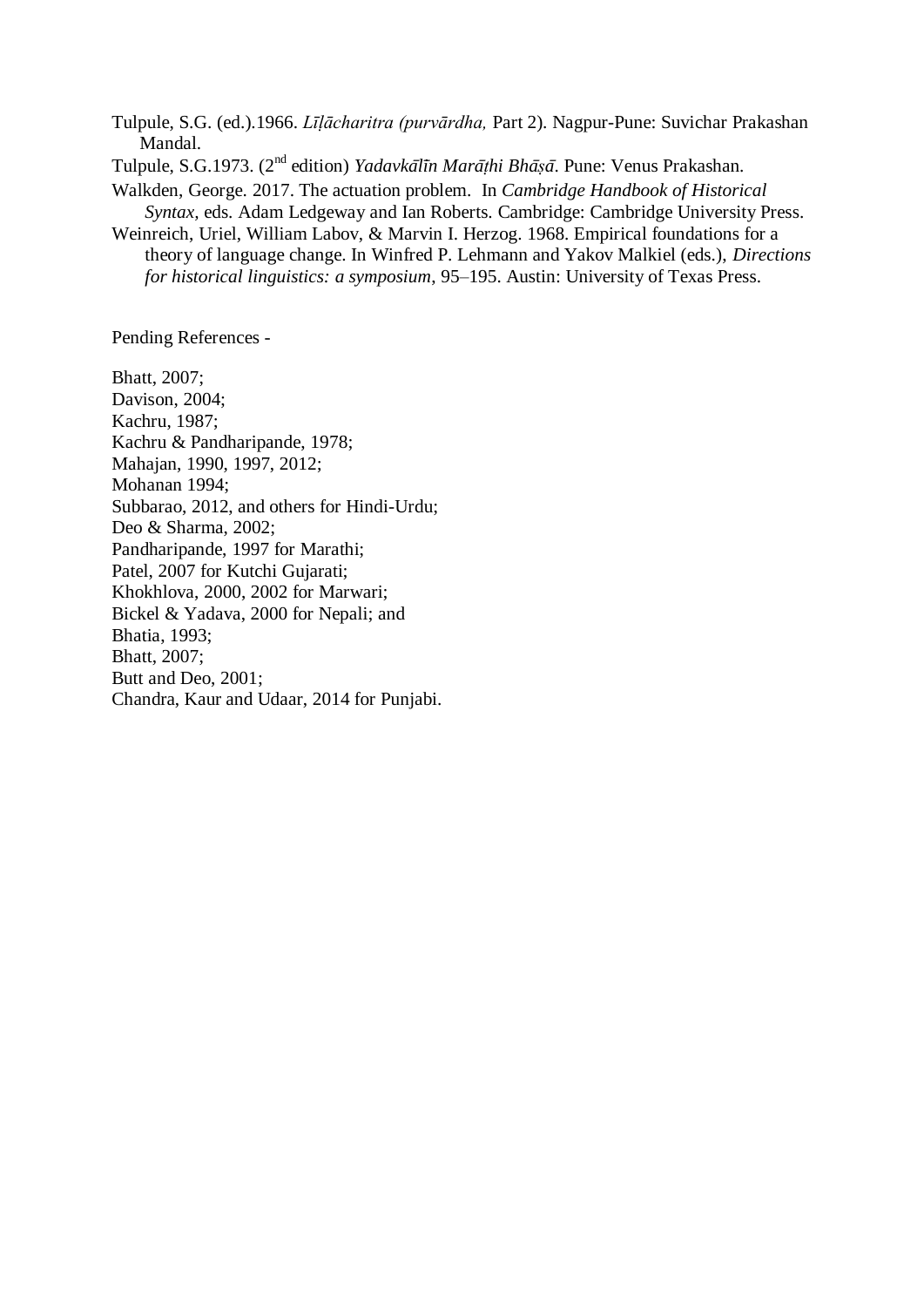Tulpule, S.G. (ed.).1966. *Līḷācharitra (purvārdha,* Part 2). Nagpur-Pune: Suvichar Prakashan Mandal.

Tulpule, S.G.1973. (2nd edition) *Yadavkālīn Marāṭhi Bhāṣā*. Pune: Venus Prakashan.

Walkden, George. 2017. The actuation problem. In *Cambridge Handbook of Historical Syntax*, eds. Adam Ledgeway and Ian Roberts. Cambridge: Cambridge University Press.

Weinreich, Uriel, William Labov, & Marvin I. Herzog. 1968. Empirical foundations for a theory of language change. In Winfred P. Lehmann and Yakov Malkiel (eds.), *Directions for historical linguistics: a symposium*, 95–195. Austin: University of Texas Press.

Pending References -

Bhatt, 2007;
Davison, 2004;
Kachru, 1987;
Kachru & Pandharipande, 1978;
Mahajan, 1990, 1997, 2012;
Mohanan 1994;
Subbarao, 2012, and others for Hindi-Urdu;
Deo & Sharma, 2002;
Pandharipande, 1997 for Marathi;
Patel, 2007 for Kutchi Gujarati;
Khokhlova, 2000, 2002 for Marwari;
Bickel & Yadava, 2000 for Nepali; and
Bhatia, 1993;
Bhatt, 2007;
Butt and Deo, 2001;
Chandra, Kaur and Udaar, 2014 for Punjabi.